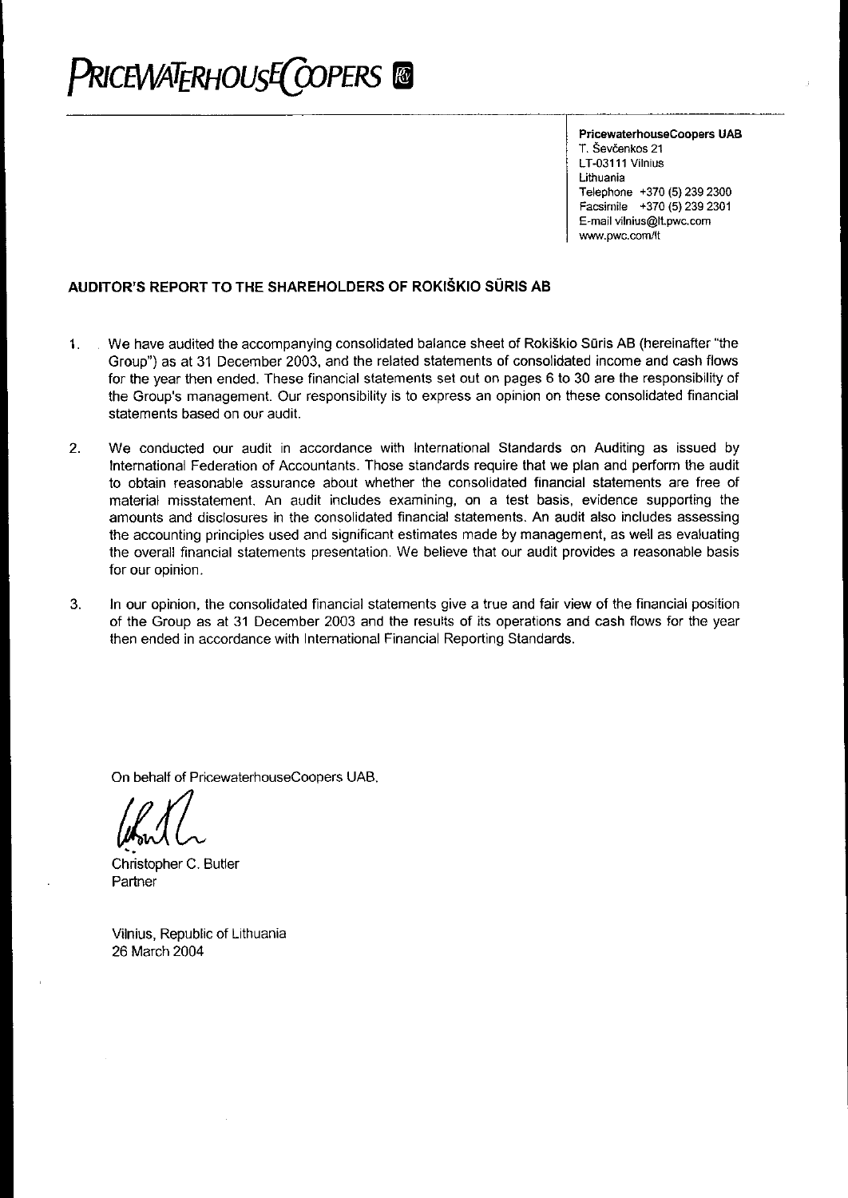# PRICEWATERHOUSECOOPERS

**PricewaterhouseCoopers UAB**
T. Ševčenkos 21
LT-03111 Vilnius
Lithuania
Telephone +370 (5) 239 2300
Facsimile +370 (5) 239 2301
E-mail vilnius@lt.pwc.com
www.pwc.com/lt

## AUDITOR'S REPORT TO THE SHAREHOLDERS OF ROKIŠKIO SŪRIS AB

1. We have audited the accompanying consolidated balance sheet of Rokiškio Sūris AB (hereinafter "the Group") as at 31 December 2003, and the related statements of consolidated income and cash flows for the year then ended. These financial statements set out on pages 6 to 30 are the responsibility of the Group's management. Our responsibility is to express an opinion on these consolidated financial statements based on our audit.

2. We conducted our audit in accordance with International Standards on Auditing as issued by International Federation of Accountants. Those standards require that we plan and perform the audit to obtain reasonable assurance about whether the consolidated financial statements are free of material misstatement. An audit includes examining, on a test basis, evidence supporting the amounts and disclosures in the consolidated financial statements. An audit also includes assessing the accounting principles used and significant estimates made by management, as well as evaluating the overall financial statements presentation. We believe that our audit provides a reasonable basis for our opinion.

3. In our opinion, the consolidated financial statements give a true and fair view of the financial position of the Group as at 31 December 2003 and the results of its operations and cash flows for the year then ended in accordance with International Financial Reporting Standards.

On behalf of PricewaterhouseCoopers UAB.

Christopher C. Butler
Partner

Vilnius, Republic of Lithuania
26 March 2004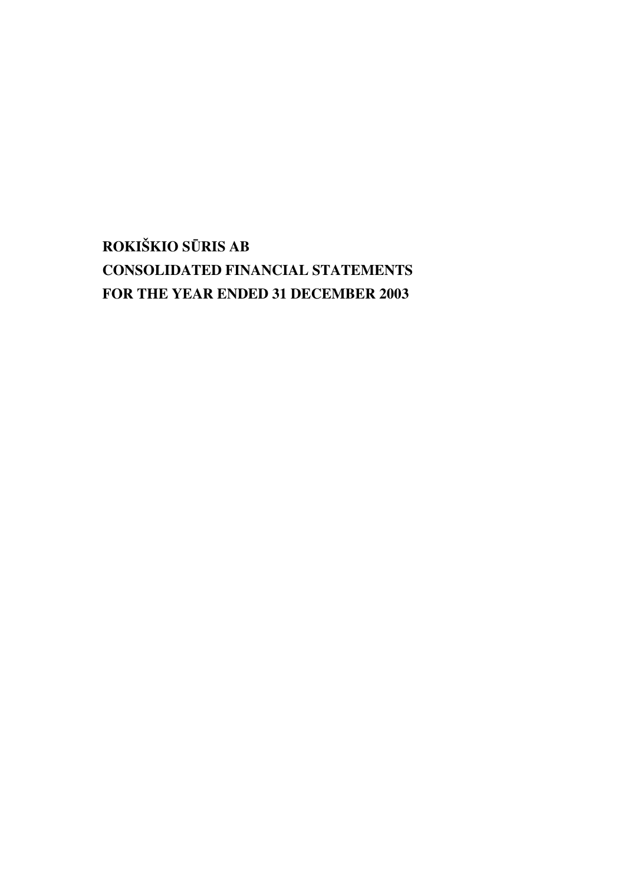**ROKIŠKIO SŪRIS AB**

**CONSOLIDATED FINANCIAL STATEMENTS**

**FOR THE YEAR ENDED 31 DECEMBER 2003**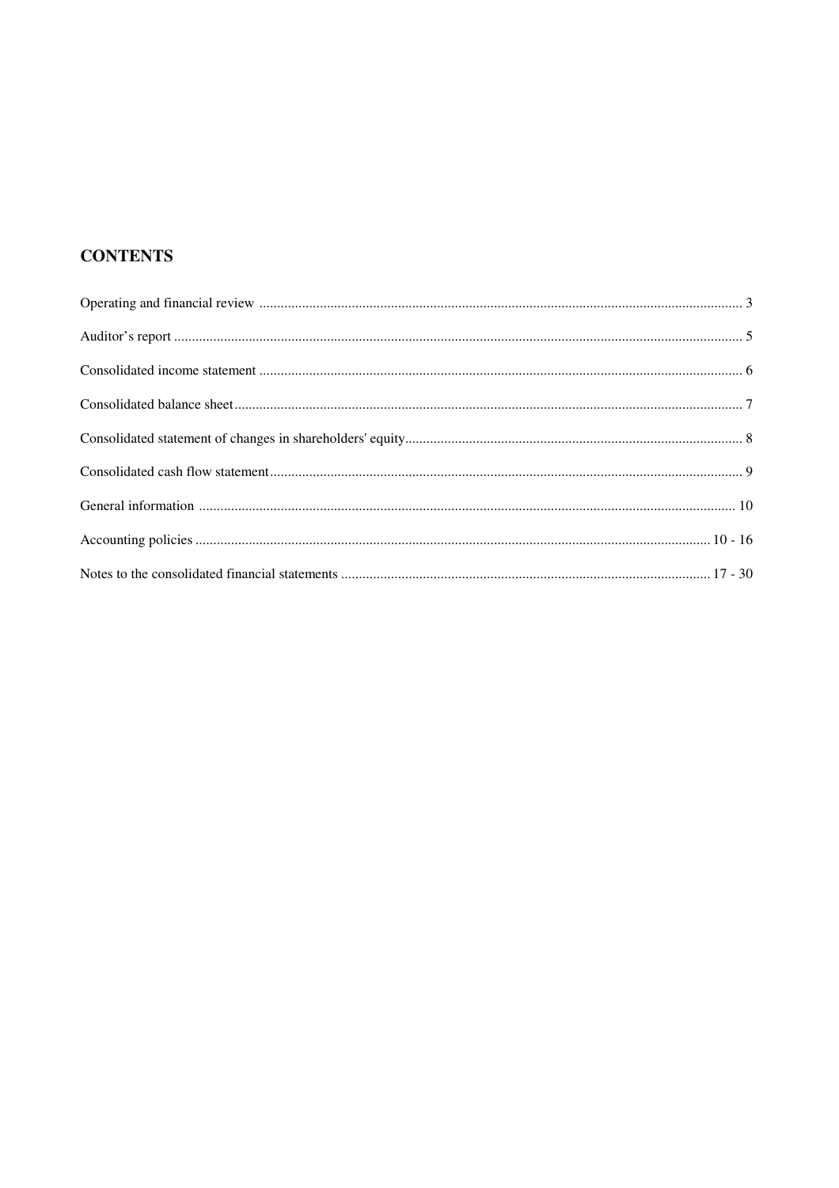## CONTENTS

| | |
|---|---|
| Operating and financial review | 3 |
| Auditor's report | 5 |
| Consolidated income statement | 6 |
| Consolidated balance sheet | 7 |
| Consolidated statement of changes in shareholders' equity | 8 |
| Consolidated cash flow statement | 9 |
| General information | 10 |
| Accounting policies | 10 - 16 |
| Notes to the consolidated financial statements | 17 - 30 |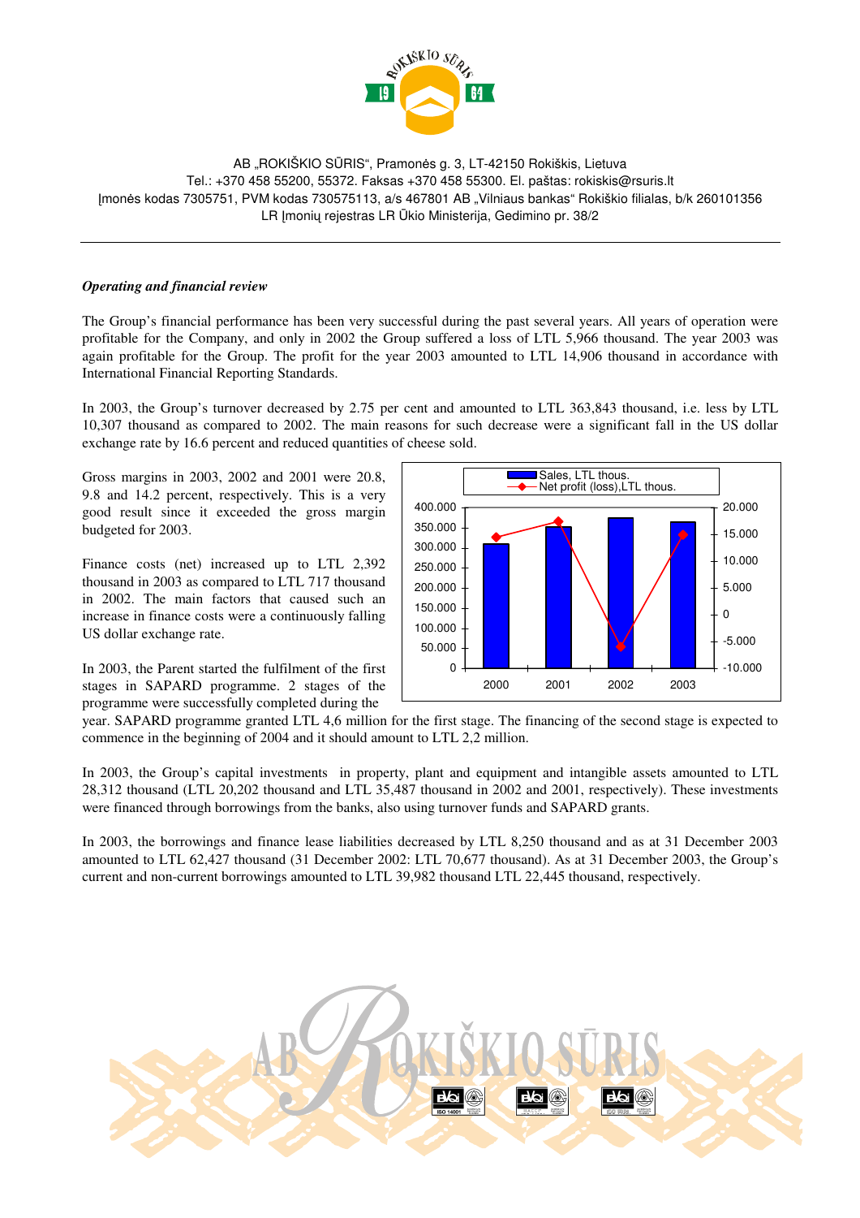AB „ROKIŠKIO SŪRIS", Pramonės g. 3, LT-42150 Rokiškis, Lietuva
Tel.: +370 458 55200, 55372. Faksas +370 458 55300. El. paštas: rokiskis@rsuris.lt
Įmonės kodas 7305751, PVM kodas 730575113, a/s 467801 AB „Vilniaus bankas" Rokiškio filialas, b/k 260101356
LR Įmonių rejestras LR Ūkio Ministerija, Gedimino pr. 38/2

***Operating and financial review***

The Group's financial performance has been very successful during the past several years. All years of operation were profitable for the Company, and only in 2002 the Group suffered a loss of LTL 5,966 thousand. The year 2003 was again profitable for the Group. The profit for the year 2003 amounted to LTL 14,906 thousand in accordance with International Financial Reporting Standards.

In 2003, the Group's turnover decreased by 2.75 per cent and amounted to LTL 363,843 thousand, i.e. less by LTL 10,307 thousand as compared to 2002. The main reasons for such decrease were a significant fall in the US dollar exchange rate by 16.6 percent and reduced quantities of cheese sold.

Gross margins in 2003, 2002 and 2001 were 20.8, 9.8 and 14.2 percent, respectively. This is a very good result since it exceeded the gross margin budgeted for 2003.

Finance costs (net) increased up to LTL 2,392 thousand in 2003 as compared to LTL 717 thousand in 2002. The main factors that caused such an increase in finance costs were a continuously falling US dollar exchange rate.

In 2003, the Parent started the fulfilment of the first stages in SAPARD programme. 2 stages of the programme were successfully completed during the year. SAPARD programme granted LTL 4,6 million for the first stage. The financing of the second stage is expected to commence in the beginning of 2004 and it should amount to LTL 2,2 million.

In 2003, the Group's capital investments in property, plant and equipment and intangible assets amounted to LTL 28,312 thousand (LTL 20,202 thousand and LTL 35,487 thousand in 2002 and 2001, respectively). These investments were financed through borrowings from the banks, also using turnover funds and SAPARD grants.

In 2003, the borrowings and finance lease liabilities decreased by LTL 8,250 thousand and as at 31 December 2003 amounted to LTL 62,427 thousand (31 December 2002: LTL 70,677 thousand). As at 31 December 2003, the Group's current and non-current borrowings amounted to LTL 39,982 thousand LTL 22,445 thousand, respectively.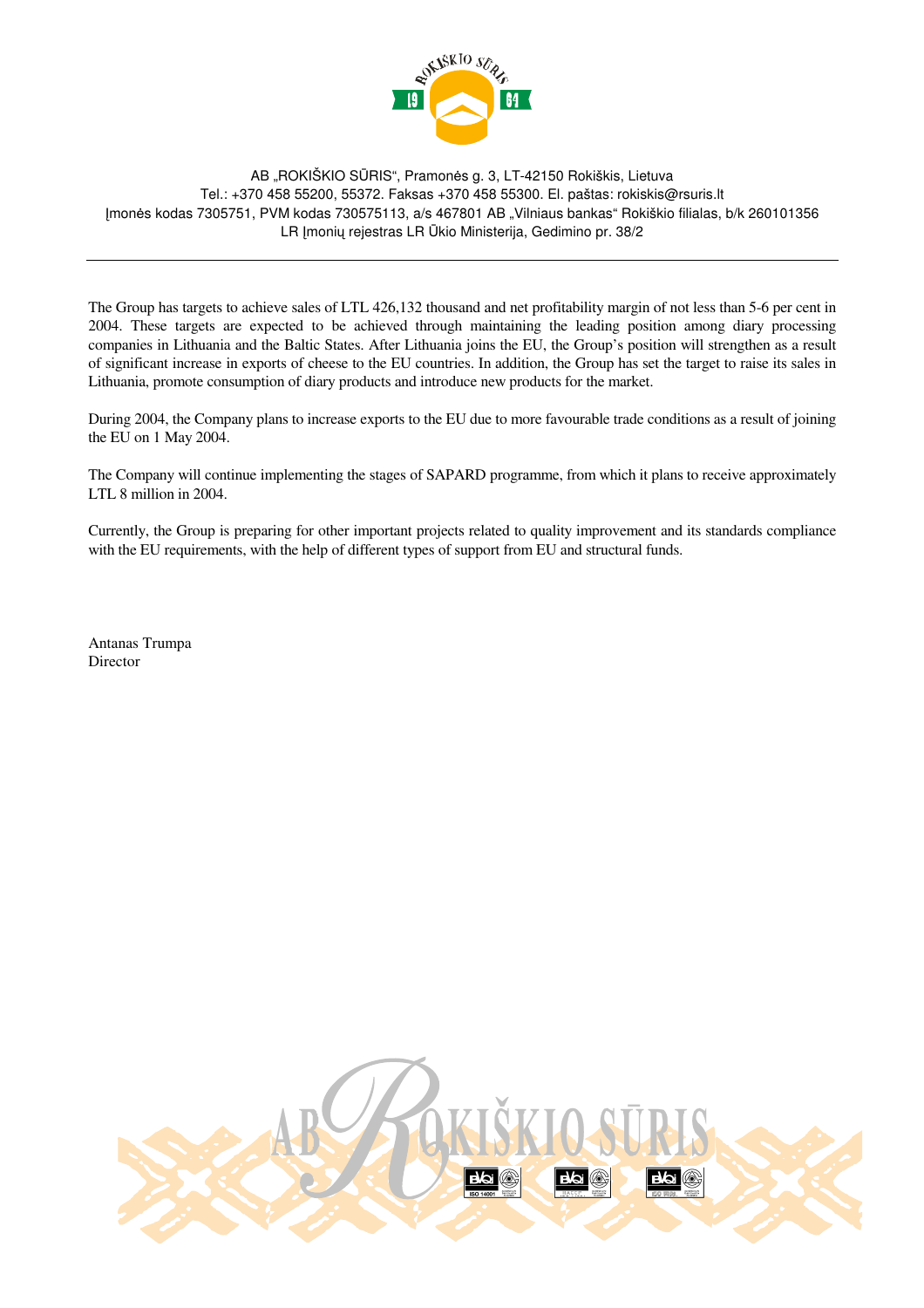AB „ROKIŠKIO SŪRIS", Pramonės g. 3, LT-42150 Rokiškis, Lietuva
Tel.: +370 458 55200, 55372. Faksas +370 458 55300. El. paštas: rokiskis@rsuris.lt
Įmonės kodas 7305751, PVM kodas 730575113, a/s 467801 AB „Vilniaus bankas" Rokiškio filialas, b/k 260101356
LR Įmonių rejestras LR Ūkio Ministerija, Gedimino pr. 38/2

---

The Group has targets to achieve sales of LTL 426,132 thousand and net profitability margin of not less than 5-6 per cent in 2004. These targets are expected to be achieved through maintaining the leading position among diary processing companies in Lithuania and the Baltic States. After Lithuania joins the EU, the Group's position will strengthen as a result of significant increase in exports of cheese to the EU countries. In addition, the Group has set the target to raise its sales in Lithuania, promote consumption of diary products and introduce new products for the market.

During 2004, the Company plans to increase exports to the EU due to more favourable trade conditions as a result of joining the EU on 1 May 2004.

The Company will continue implementing the stages of SAPARD programme, from which it plans to receive approximately LTL 8 million in 2004.

Currently, the Group is preparing for other important projects related to quality improvement and its standards compliance with the EU requirements, with the help of different types of support from EU and structural funds.

Antanas Trumpa
Director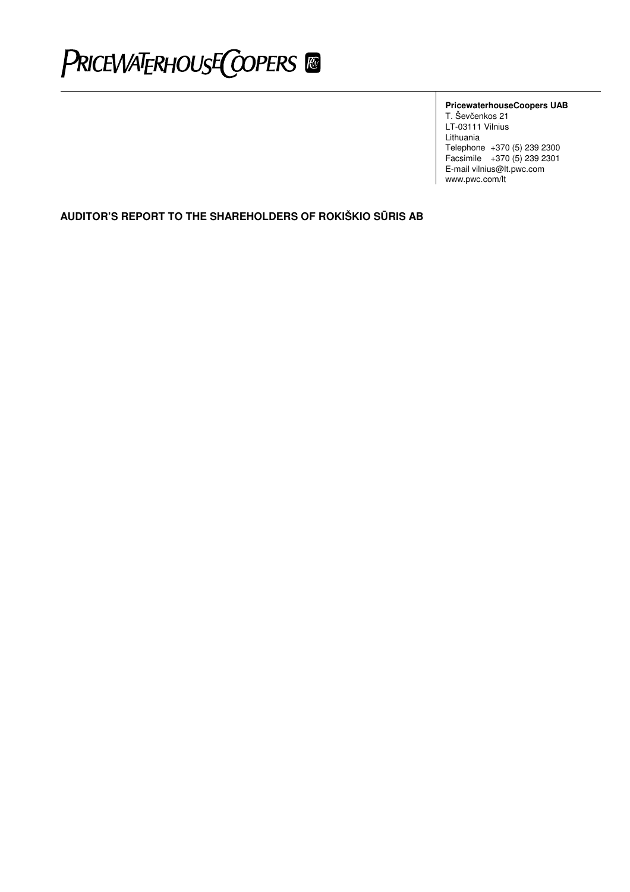PRICEWATERHOUSECOOPERS

**PricewaterhouseCoopers UAB**
T. Ševčenkos 21
LT-03111 Vilnius
Lithuania
Telephone +370 (5) 239 2300
Facsimile +370 (5) 239 2301
E-mail vilnius@lt.pwc.com
www.pwc.com/lt

**AUDITOR'S REPORT TO THE SHAREHOLDERS OF ROKIŠKIO SŪRIS AB**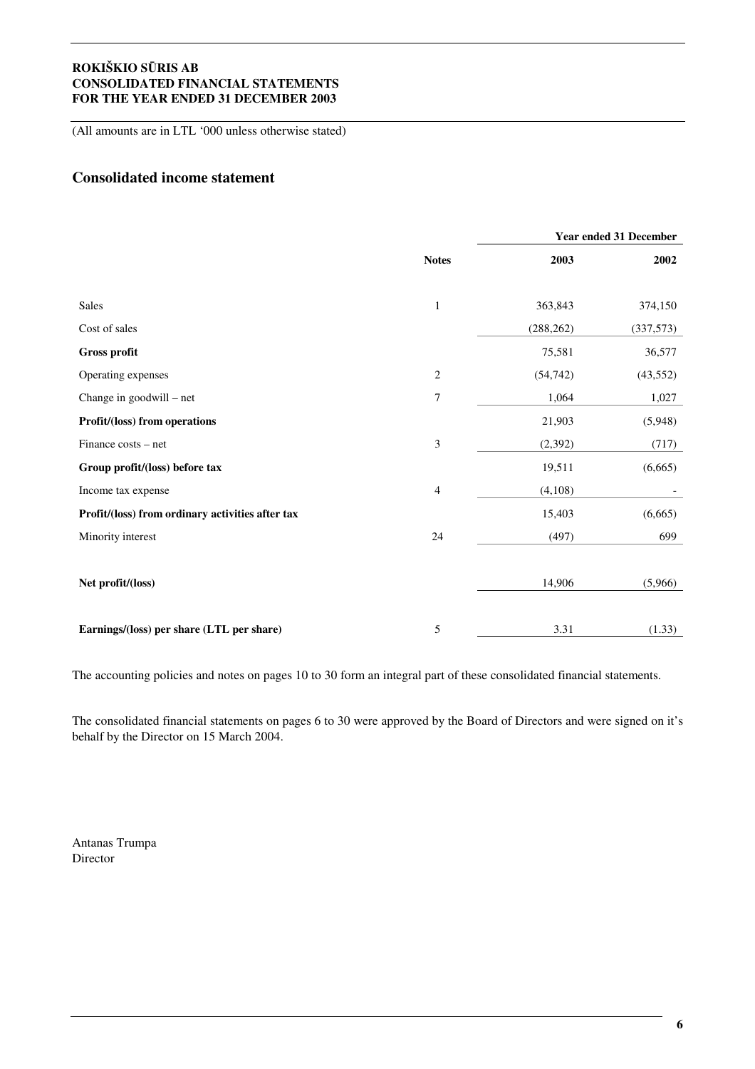# ROKIŠKIO SŪRIS AB
# CONSOLIDATED FINANCIAL STATEMENTS
# FOR THE YEAR ENDED 31 DECEMBER 2003

(All amounts are in LTL '000 unless otherwise stated)

## Consolidated income statement

| | Notes | Year ended 31 December | |
|---|---|---|---|
| | | 2003 | 2002 |
| Sales | 1 | 363,843 | 374,150 |
| Cost of sales | | (288,262) | (337,573) |
| **Gross profit** | | 75,581 | 36,577 |
| Operating expenses | 2 | (54,742) | (43,552) |
| Change in goodwill – net | 7 | 1,064 | 1,027 |
| **Profit/(loss) from operations** | | 21,903 | (5,948) |
| Finance costs – net | 3 | (2,392) | (717) |
| **Group profit/(loss) before tax** | | 19,511 | (6,665) |
| Income tax expense | 4 | (4,108) | - |
| **Profit/(loss) from ordinary activities after tax** | | 15,403 | (6,665) |
| Minority interest | 24 | (497) | 699 |
| **Net profit/(loss)** | | 14,906 | (5,966) |
| **Earnings/(loss) per share (LTL per share)** | 5 | 3.31 | (1.33) |

The accounting policies and notes on pages 10 to 30 form an integral part of these consolidated financial statements.

The consolidated financial statements on pages 6 to 30 were approved by the Board of Directors and were signed on it's behalf by the Director on 15 March 2004.

Antanas Trumpa
Director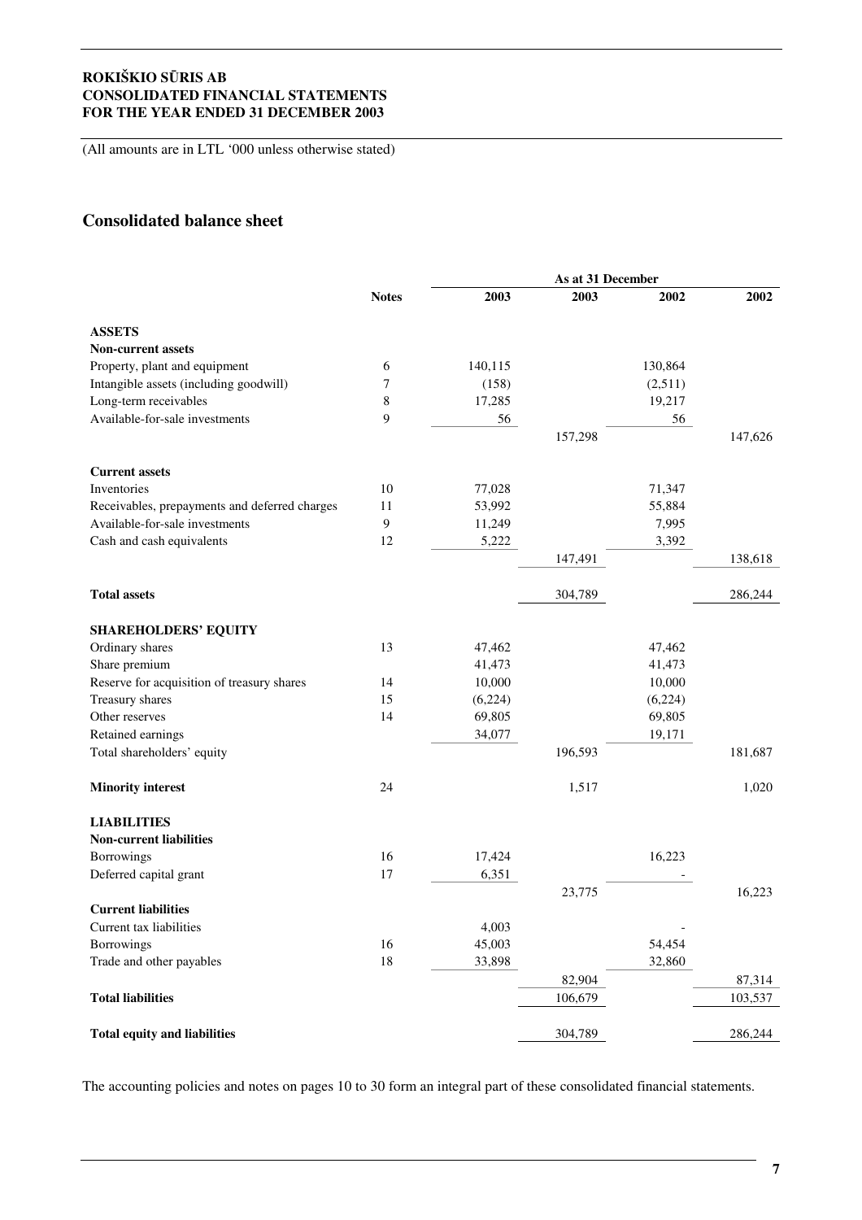**ROKIŠKIO SŪRIS AB**
**CONSOLIDATED FINANCIAL STATEMENTS**
**FOR THE YEAR ENDED 31 DECEMBER 2003**

(All amounts are in LTL '000 unless otherwise stated)

## Consolidated balance sheet

| | Notes | As at 31 December | | | |
|---|---|---|---|---|---|
| | | 2003 | 2003 | 2002 | 2002 |
| **ASSETS** | | | | | |
| **Non-current assets** | | | | | |
| Property, plant and equipment | 6 | 140,115 | | 130,864 | |
| Intangible assets (including goodwill) | 7 | (158) | | (2,511) | |
| Long-term receivables | 8 | 17,285 | | 19,217 | |
| Available-for-sale investments | 9 | 56 | | 56 | |
| | | | 157,298 | | 147,626 |
| **Current assets** | | | | | |
| Inventories | 10 | 77,028 | | 71,347 | |
| Receivables, prepayments and deferred charges | 11 | 53,992 | | 55,884 | |
| Available-for-sale investments | 9 | 11,249 | | 7,995 | |
| Cash and cash equivalents | 12 | 5,222 | | 3,392 | |
| | | | 147,491 | | 138,618 |
| **Total assets** | | | 304,789 | | 286,244 |
| **SHAREHOLDERS' EQUITY** | | | | | |
| Ordinary shares | 13 | 47,462 | | 47,462 | |
| Share premium | | 41,473 | | 41,473 | |
| Reserve for acquisition of treasury shares | 14 | 10,000 | | 10,000 | |
| Treasury shares | 15 | (6,224) | | (6,224) | |
| Other reserves | 14 | 69,805 | | 69,805 | |
| Retained earnings | | 34,077 | | 19,171 | |
| Total shareholders' equity | | | 196,593 | | 181,687 |
| **Minority interest** | 24 | | 1,517 | | 1,020 |
| **LIABILITIES** | | | | | |
| **Non-current liabilities** | | | | | |
| Borrowings | 16 | 17,424 | | 16,223 | |
| Deferred capital grant | 17 | 6,351 | | - | |
| | | | 23,775 | | 16,223 |
| **Current liabilities** | | | | | |
| Current tax liabilities | | 4,003 | | - | |
| Borrowings | 16 | 45,003 | | 54,454 | |
| Trade and other payables | 18 | 33,898 | | 32,860 | |
| | | | 82,904 | | 87,314 |
| **Total liabilities** | | | 106,679 | | 103,537 |
| **Total equity and liabilities** | | | 304,789 | | 286,244 |

The accounting policies and notes on pages 10 to 30 form an integral part of these consolidated financial statements.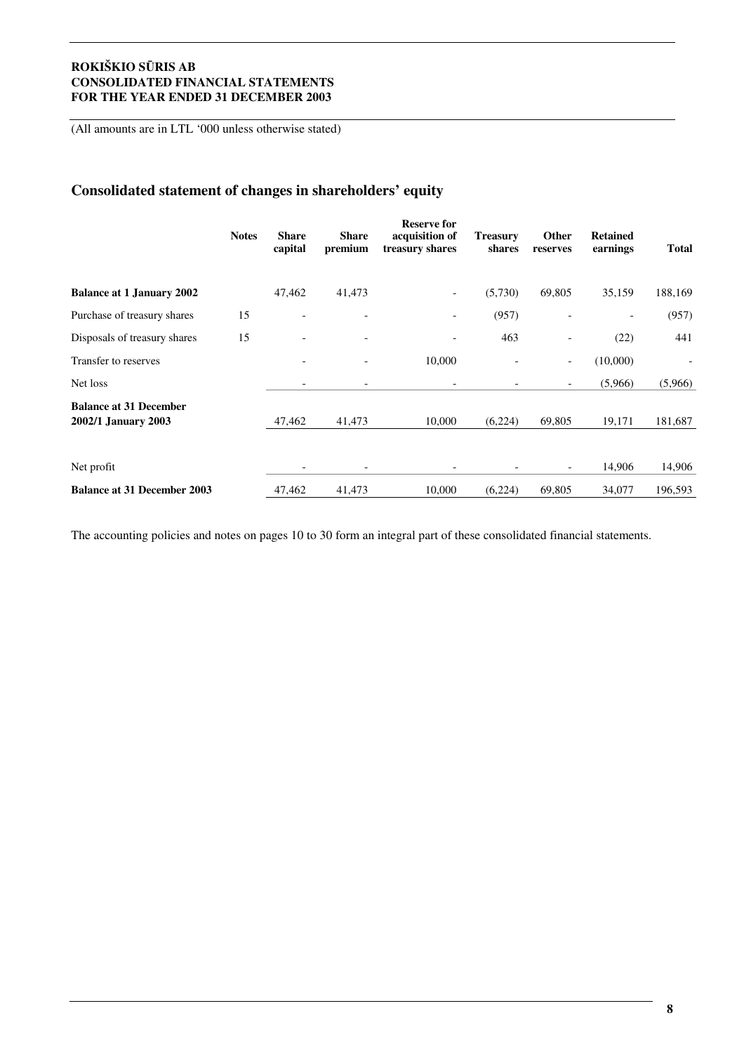**ROKIŠKIO SŪRIS AB**
**CONSOLIDATED FINANCIAL STATEMENTS**
**FOR THE YEAR ENDED 31 DECEMBER 2003**

(All amounts are in LTL '000 unless otherwise stated)

## Consolidated statement of changes in shareholders' equity

| | Notes | Share capital | Share premium | Reserve for acquisition of treasury shares | Treasury shares | Other reserves | Retained earnings | Total |
|---|---|---|---|---|---|---|---|---|
| **Balance at 1 January 2002** | | 47,462 | 41,473 | - | (5,730) | 69,805 | 35,159 | 188,169 |
| Purchase of treasury shares | 15 | - | - | - | (957) | - | - | (957) |
| Disposals of treasury shares | 15 | - | - | - | 463 | - | (22) | 441 |
| Transfer to reserves | | - | - | 10,000 | - | - | (10,000) | - |
| Net loss | | - | - | - | - | - | (5,966) | (5,966) |
| **Balance at 31 December 2002/1 January 2003** | | 47,462 | 41,473 | 10,000 | (6,224) | 69,805 | 19,171 | 181,687 |
| Net profit | | - | - | - | - | - | 14,906 | 14,906 |
| **Balance at 31 December 2003** | | 47,462 | 41,473 | 10,000 | (6,224) | 69,805 | 34,077 | 196,593 |

The accounting policies and notes on pages 10 to 30 form an integral part of these consolidated financial statements.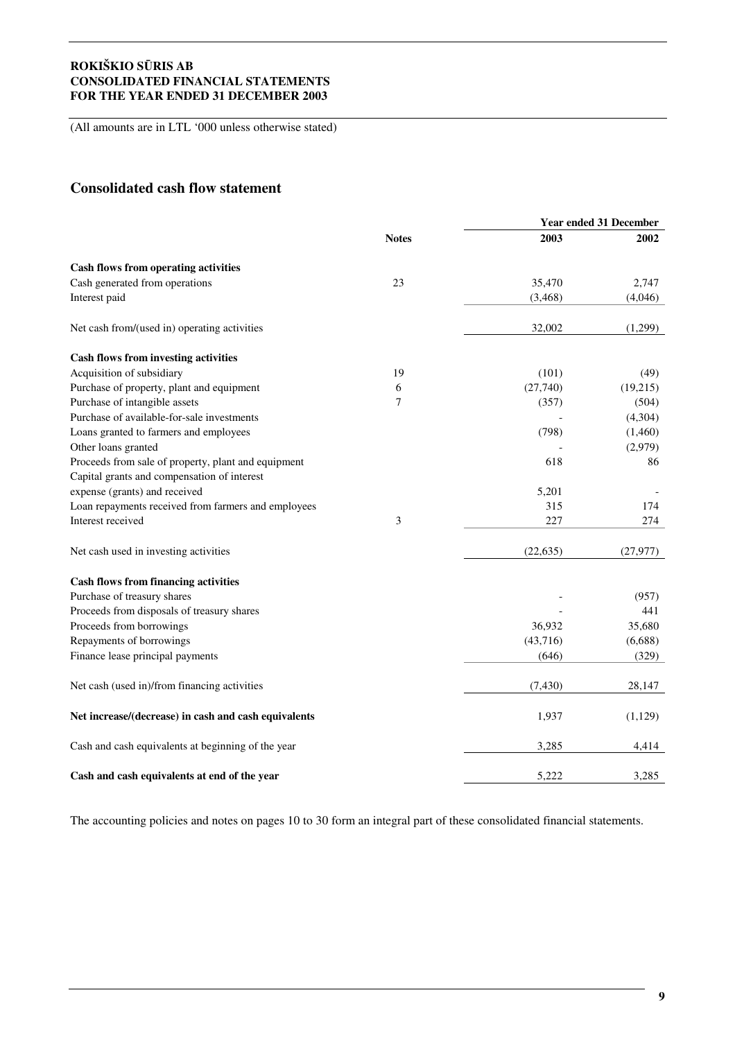**ROKIŠKIO SŪRIS AB**
**CONSOLIDATED FINANCIAL STATEMENTS**
**FOR THE YEAR ENDED 31 DECEMBER 2003**

(All amounts are in LTL '000 unless otherwise stated)

## Consolidated cash flow statement

| | | Year ended 31 December | |
|---|---|---|---|
| | **Notes** | **2003** | **2002** |
| **Cash flows from operating activities** | | | |
| Cash generated from operations | 23 | 35,470 | 2,747 |
| Interest paid | | (3,468) | (4,046) |
| Net cash from/(used in) operating activities | | 32,002 | (1,299) |
| **Cash flows from investing activities** | | | |
| Acquisition of subsidiary | 19 | (101) | (49) |
| Purchase of property, plant and equipment | 6 | (27,740) | (19,215) |
| Purchase of intangible assets | 7 | (357) | (504) |
| Purchase of available-for-sale investments | | - | (4,304) |
| Loans granted to farmers and employees | | (798) | (1,460) |
| Other loans granted | | - | (2,979) |
| Proceeds from sale of property, plant and equipment | | 618 | 86 |
| Capital grants and compensation of interest expense (grants) and received | | 5,201 | - |
| Loan repayments received from farmers and employees | | 315 | 174 |
| Interest received | 3 | 227 | 274 |
| Net cash used in investing activities | | (22,635) | (27,977) |
| **Cash flows from financing activities** | | | |
| Purchase of treasury shares | | - | (957) |
| Proceeds from disposals of treasury shares | | - | 441 |
| Proceeds from borrowings | | 36,932 | 35,680 |
| Repayments of borrowings | | (43,716) | (6,688) |
| Finance lease principal payments | | (646) | (329) |
| Net cash (used in)/from financing activities | | (7,430) | 28,147 |
| **Net increase/(decrease) in cash and cash equivalents** | | 1,937 | (1,129) |
| Cash and cash equivalents at beginning of the year | | 3,285 | 4,414 |
| **Cash and cash equivalents at end of the year** | | 5,222 | 3,285 |

The accounting policies and notes on pages 10 to 30 form an integral part of these consolidated financial statements.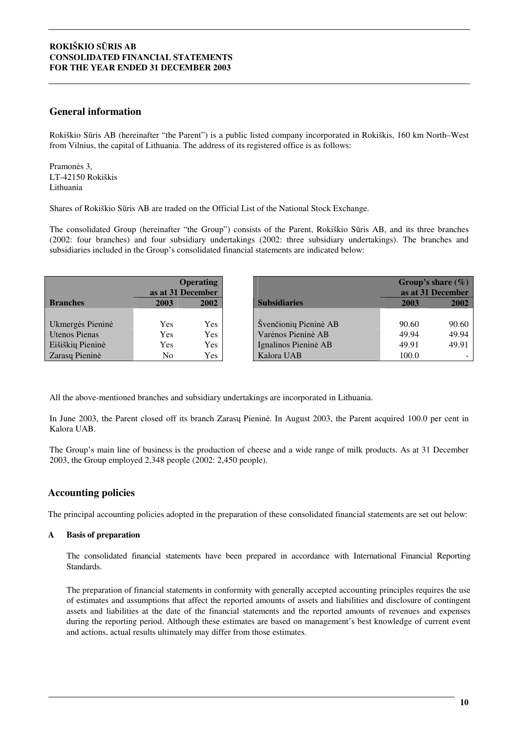## General information

Rokiškio Sūris AB (hereinafter "the Parent") is a public listed company incorporated in Rokiškis, 160 km North–West from Vilnius, the capital of Lithuania. The address of its registered office is as follows:

Pramonės 3,
LT-42150 Rokiškis
Lithuania

Shares of Rokiškio Sūris AB are traded on the Official List of the National Stock Exchange.

The consolidated Group (hereinafter "the Group") consists of the Parent, Rokiškio Sūris AB, and its three branches (2002: four branches) and four subsidiary undertakings (2002: three subsidiary undertakings). The branches and subsidiaries included in the Group's consolidated financial statements are indicated below:

| Branches | Operating as at 31 December 2003 | 2002 |
|---|---|---|
| Ukmergės Pieninė | Yes | Yes |
| Utenos Pienas | Yes | Yes |
| Eišiškių Pieninė | Yes | Yes |
| Zarasų Pieninė | No | Yes |

| Subsidiaries | Group's share (%) as at 31 December 2003 | 2002 |
|---|---|---|
| Švenčionių Pieninė AB | 90.60 | 90.60 |
| Varėnos Pieninė AB | 49.94 | 49.94 |
| Ignalinos Pieninė AB | 49.91 | 49.91 |
| Kalora UAB | 100.0 | - |

All the above-mentioned branches and subsidiary undertakings are incorporated in Lithuania.

In June 2003, the Parent closed off its branch Zarasų Pieninė. In August 2003, the Parent acquired 100.0 per cent in Kalora UAB.

The Group's main line of business is the production of cheese and a wide range of milk products. As at 31 December 2003, the Group employed 2,348 people (2002: 2,450 people).

## Accounting policies

The principal accounting policies adopted in the preparation of these consolidated financial statements are set out below:

**A Basis of preparation**

The consolidated financial statements have been prepared in accordance with International Financial Reporting Standards.

The preparation of financial statements in conformity with generally accepted accounting principles requires the use of estimates and assumptions that affect the reported amounts of assets and liabilities and disclosure of contingent assets and liabilities at the date of the financial statements and the reported amounts of revenues and expenses during the reporting period. Although these estimates are based on management's best knowledge of current event and actions, actual results ultimately may differ from those estimates.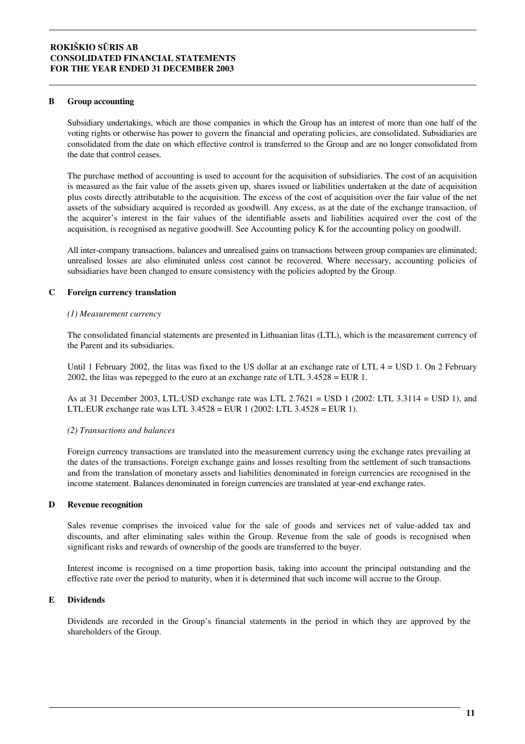### B Group accounting

Subsidiary undertakings, which are those companies in which the Group has an interest of more than one half of the voting rights or otherwise has power to govern the financial and operating policies, are consolidated. Subsidiaries are consolidated from the date on which effective control is transferred to the Group and are no longer consolidated from the date that control ceases.

The purchase method of accounting is used to account for the acquisition of subsidiaries. The cost of an acquisition is measured as the fair value of the assets given up, shares issued or liabilities undertaken at the date of acquisition plus costs directly attributable to the acquisition. The excess of the cost of acquisition over the fair value of the net assets of the subsidiary acquired is recorded as goodwill. Any excess, as at the date of the exchange transaction, of the acquirer's interest in the fair values of the identifiable assets and liabilities acquired over the cost of the acquisition, is recognised as negative goodwill. See Accounting policy K for the accounting policy on goodwill.

All inter-company transactions, balances and unrealised gains on transactions between group companies are eliminated; unrealised losses are also eliminated unless cost cannot be recovered. Where necessary, accounting policies of subsidiaries have been changed to ensure consistency with the policies adopted by the Group.

### C Foreign currency translation

*(1) Measurement currency*

The consolidated financial statements are presented in Lithuanian litas (LTL), which is the measurement currency of the Parent and its subsidiaries.

Until 1 February 2002, the litas was fixed to the US dollar at an exchange rate of LTL 4 = USD 1. On 2 February 2002, the litas was repegged to the euro at an exchange rate of LTL 3.4528 = EUR 1.

As at 31 December 2003, LTL:USD exchange rate was LTL 2.7621 = USD 1 (2002: LTL 3.3114 = USD 1), and LTL:EUR exchange rate was LTL 3.4528 = EUR 1 (2002: LTL 3.4528 = EUR 1).

*(2) Transactions and balances*

Foreign currency transactions are translated into the measurement currency using the exchange rates prevailing at the dates of the transactions. Foreign exchange gains and losses resulting from the settlement of such transactions and from the translation of monetary assets and liabilities denominated in foreign currencies are recognised in the income statement. Balances denominated in foreign currencies are translated at year-end exchange rates.

### D Revenue recognition

Sales revenue comprises the invoiced value for the sale of goods and services net of value-added tax and discounts, and after eliminating sales within the Group. Revenue from the sale of goods is recognised when significant risks and rewards of ownership of the goods are transferred to the buyer.

Interest income is recognised on a time proportion basis, taking into account the principal outstanding and the effective rate over the period to maturity, when it is determined that such income will accrue to the Group.

### E Dividends

Dividends are recorded in the Group's financial statements in the period in which they are approved by the shareholders of the Group.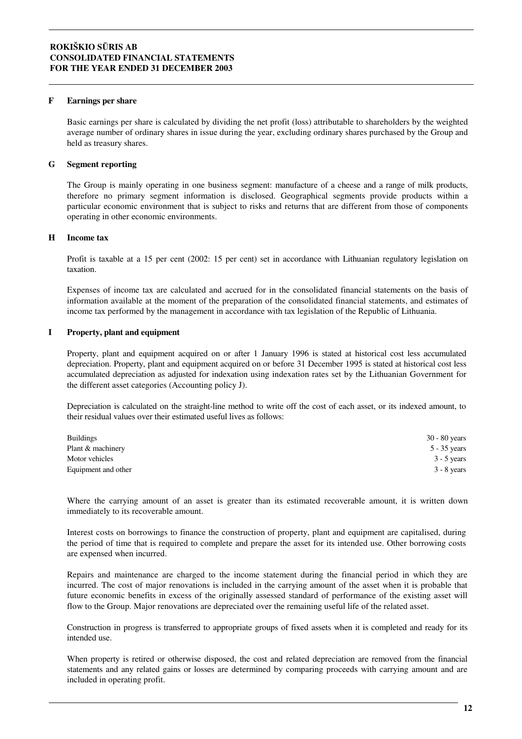### F Earnings per share

Basic earnings per share is calculated by dividing the net profit (loss) attributable to shareholders by the weighted average number of ordinary shares in issue during the year, excluding ordinary shares purchased by the Group and held as treasury shares.

### G Segment reporting

The Group is mainly operating in one business segment: manufacture of a cheese and a range of milk products, therefore no primary segment information is disclosed. Geographical segments provide products within a particular economic environment that is subject to risks and returns that are different from those of components operating in other economic environments.

### H Income tax

Profit is taxable at a 15 per cent (2002: 15 per cent) set in accordance with Lithuanian regulatory legislation on taxation.

Expenses of income tax are calculated and accrued for in the consolidated financial statements on the basis of information available at the moment of the preparation of the consolidated financial statements, and estimates of income tax performed by the management in accordance with tax legislation of the Republic of Lithuania.

### I Property, plant and equipment

Property, plant and equipment acquired on or after 1 January 1996 is stated at historical cost less accumulated depreciation. Property, plant and equipment acquired on or before 31 December 1995 is stated at historical cost less accumulated depreciation as adjusted for indexation using indexation rates set by the Lithuanian Government for the different asset categories (Accounting policy J).

Depreciation is calculated on the straight-line method to write off the cost of each asset, or its indexed amount, to their residual values over their estimated useful lives as follows:

| | |
|---|---|
| Buildings | 30 - 80 years |
| Plant & machinery | 5 - 35 years |
| Motor vehicles | 3 - 5 years |
| Equipment and other | 3 - 8 years |

Where the carrying amount of an asset is greater than its estimated recoverable amount, it is written down immediately to its recoverable amount.

Interest costs on borrowings to finance the construction of property, plant and equipment are capitalised, during the period of time that is required to complete and prepare the asset for its intended use. Other borrowing costs are expensed when incurred.

Repairs and maintenance are charged to the income statement during the financial period in which they are incurred. The cost of major renovations is included in the carrying amount of the asset when it is probable that future economic benefits in excess of the originally assessed standard of performance of the existing asset will flow to the Group. Major renovations are depreciated over the remaining useful life of the related asset.

Construction in progress is transferred to appropriate groups of fixed assets when it is completed and ready for its intended use.

When property is retired or otherwise disposed, the cost and related depreciation are removed from the financial statements and any related gains or losses are determined by comparing proceeds with carrying amount and are included in operating profit.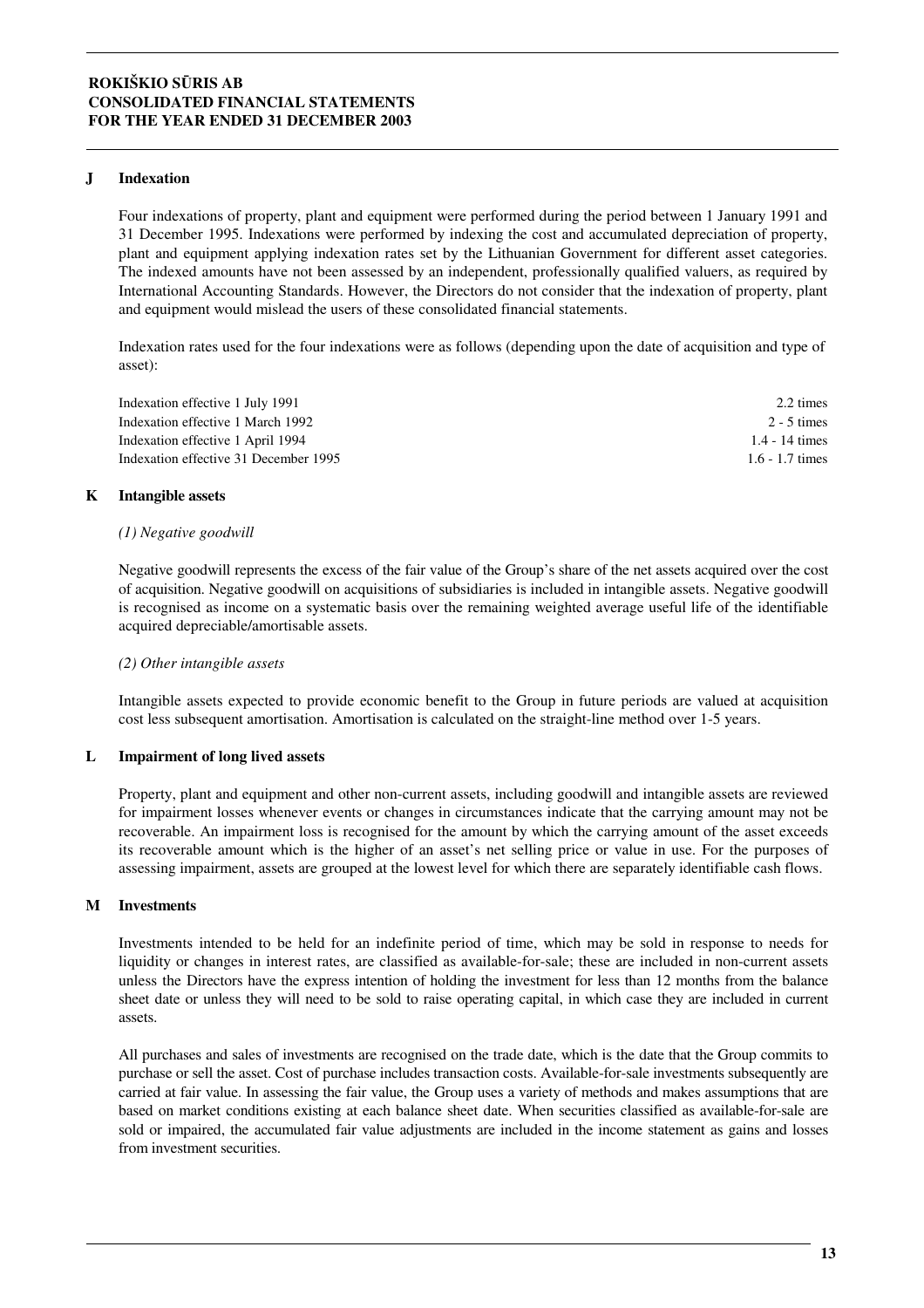## J Indexation

Four indexations of property, plant and equipment were performed during the period between 1 January 1991 and 31 December 1995. Indexations were performed by indexing the cost and accumulated depreciation of property, plant and equipment applying indexation rates set by the Lithuanian Government for different asset categories. The indexed amounts have not been assessed by an independent, professionally qualified valuers, as required by International Accounting Standards. However, the Directors do not consider that the indexation of property, plant and equipment would mislead the users of these consolidated financial statements.

Indexation rates used for the four indexations were as follows (depending upon the date of acquisition and type of asset):

| | |
|---|---|
| Indexation effective 1 July 1991 | 2.2 times |
| Indexation effective 1 March 1992 | 2 - 5 times |
| Indexation effective 1 April 1994 | 1.4 - 14 times |
| Indexation effective 31 December 1995 | 1.6 - 1.7 times |

## K Intangible assets

*(1) Negative goodwill*

Negative goodwill represents the excess of the fair value of the Group's share of the net assets acquired over the cost of acquisition. Negative goodwill on acquisitions of subsidiaries is included in intangible assets. Negative goodwill is recognised as income on a systematic basis over the remaining weighted average useful life of the identifiable acquired depreciable/amortisable assets.

*(2) Other intangible assets*

Intangible assets expected to provide economic benefit to the Group in future periods are valued at acquisition cost less subsequent amortisation. Amortisation is calculated on the straight-line method over 1-5 years.

## L Impairment of long lived assets

Property, plant and equipment and other non-current assets, including goodwill and intangible assets are reviewed for impairment losses whenever events or changes in circumstances indicate that the carrying amount may not be recoverable. An impairment loss is recognised for the amount by which the carrying amount of the asset exceeds its recoverable amount which is the higher of an asset's net selling price or value in use. For the purposes of assessing impairment, assets are grouped at the lowest level for which there are separately identifiable cash flows.

## M Investments

Investments intended to be held for an indefinite period of time, which may be sold in response to needs for liquidity or changes in interest rates, are classified as available-for-sale; these are included in non-current assets unless the Directors have the express intention of holding the investment for less than 12 months from the balance sheet date or unless they will need to be sold to raise operating capital, in which case they are included in current assets.

All purchases and sales of investments are recognised on the trade date, which is the date that the Group commits to purchase or sell the asset. Cost of purchase includes transaction costs. Available-for-sale investments subsequently are carried at fair value. In assessing the fair value, the Group uses a variety of methods and makes assumptions that are based on market conditions existing at each balance sheet date. When securities classified as available-for-sale are sold or impaired, the accumulated fair value adjustments are included in the income statement as gains and losses from investment securities.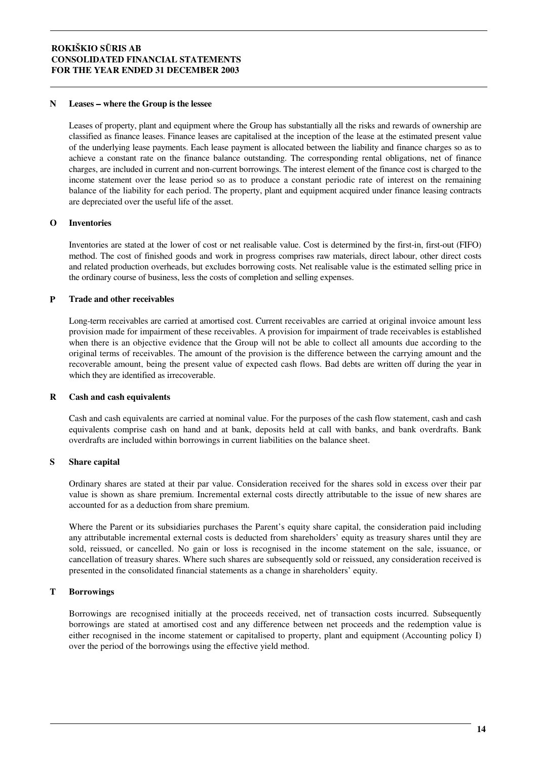### N Leases – where the Group is the lessee

Leases of property, plant and equipment where the Group has substantially all the risks and rewards of ownership are classified as finance leases. Finance leases are capitalised at the inception of the lease at the estimated present value of the underlying lease payments. Each lease payment is allocated between the liability and finance charges so as to achieve a constant rate on the finance balance outstanding. The corresponding rental obligations, net of finance charges, are included in current and non-current borrowings. The interest element of the finance cost is charged to the income statement over the lease period so as to produce a constant periodic rate of interest on the remaining balance of the liability for each period. The property, plant and equipment acquired under finance leasing contracts are depreciated over the useful life of the asset.

### O Inventories

Inventories are stated at the lower of cost or net realisable value. Cost is determined by the first-in, first-out (FIFO) method. The cost of finished goods and work in progress comprises raw materials, direct labour, other direct costs and related production overheads, but excludes borrowing costs. Net realisable value is the estimated selling price in the ordinary course of business, less the costs of completion and selling expenses.

### P Trade and other receivables

Long-term receivables are carried at amortised cost. Current receivables are carried at original invoice amount less provision made for impairment of these receivables. A provision for impairment of trade receivables is established when there is an objective evidence that the Group will not be able to collect all amounts due according to the original terms of receivables. The amount of the provision is the difference between the carrying amount and the recoverable amount, being the present value of expected cash flows. Bad debts are written off during the year in which they are identified as irrecoverable.

### R Cash and cash equivalents

Cash and cash equivalents are carried at nominal value. For the purposes of the cash flow statement, cash and cash equivalents comprise cash on hand and at bank, deposits held at call with banks, and bank overdrafts. Bank overdrafts are included within borrowings in current liabilities on the balance sheet.

### S Share capital

Ordinary shares are stated at their par value. Consideration received for the shares sold in excess over their par value is shown as share premium. Incremental external costs directly attributable to the issue of new shares are accounted for as a deduction from share premium.

Where the Parent or its subsidiaries purchases the Parent's equity share capital, the consideration paid including any attributable incremental external costs is deducted from shareholders' equity as treasury shares until they are sold, reissued, or cancelled. No gain or loss is recognised in the income statement on the sale, issuance, or cancellation of treasury shares. Where such shares are subsequently sold or reissued, any consideration received is presented in the consolidated financial statements as a change in shareholders' equity.

### T Borrowings

Borrowings are recognised initially at the proceeds received, net of transaction costs incurred. Subsequently borrowings are stated at amortised cost and any difference between net proceeds and the redemption value is either recognised in the income statement or capitalised to property, plant and equipment (Accounting policy I) over the period of the borrowings using the effective yield method.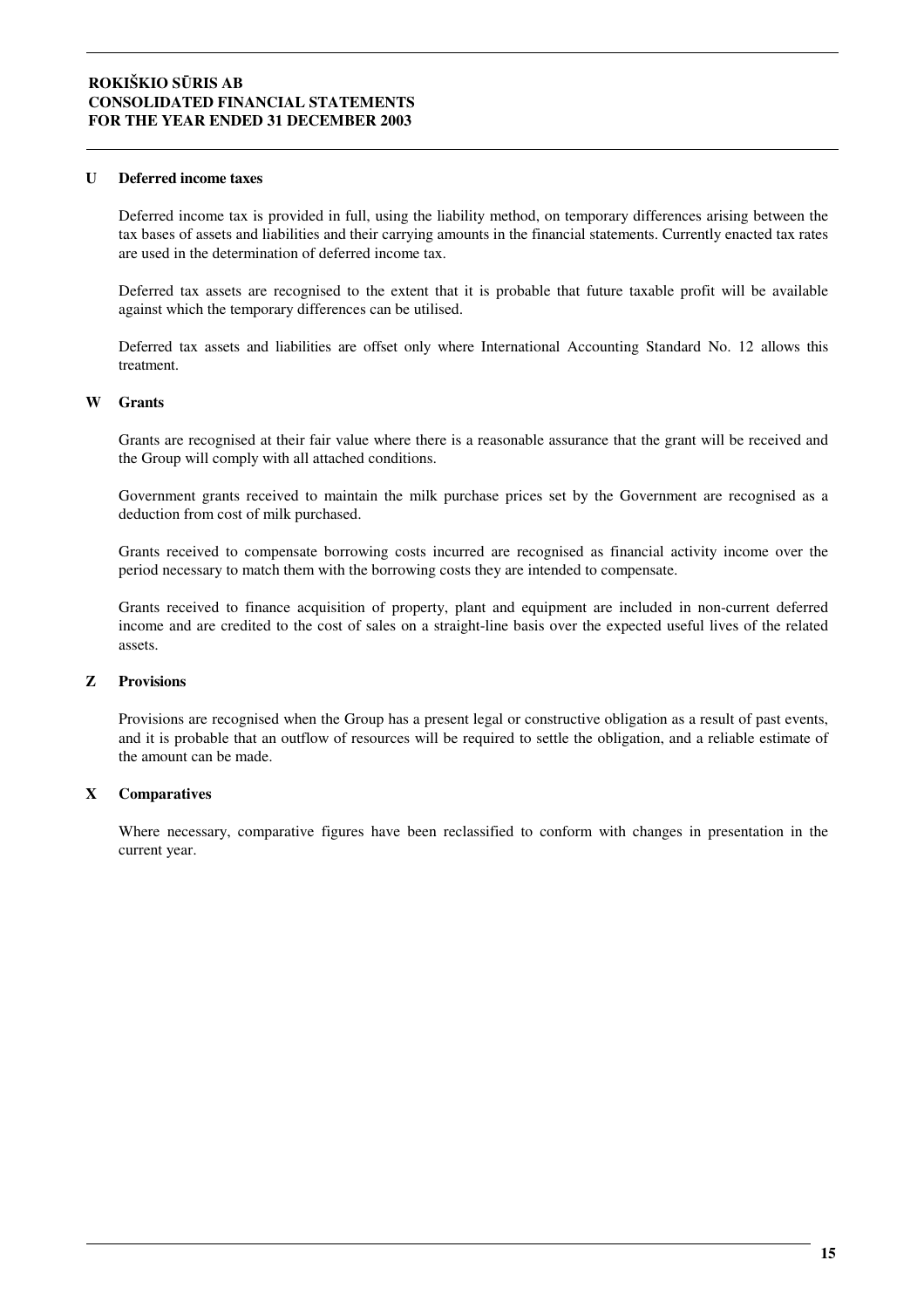## U Deferred income taxes

Deferred income tax is provided in full, using the liability method, on temporary differences arising between the tax bases of assets and liabilities and their carrying amounts in the financial statements. Currently enacted tax rates are used in the determination of deferred income tax.

Deferred tax assets are recognised to the extent that it is probable that future taxable profit will be available against which the temporary differences can be utilised.

Deferred tax assets and liabilities are offset only where International Accounting Standard No. 12 allows this treatment.

## W Grants

Grants are recognised at their fair value where there is a reasonable assurance that the grant will be received and the Group will comply with all attached conditions.

Government grants received to maintain the milk purchase prices set by the Government are recognised as a deduction from cost of milk purchased.

Grants received to compensate borrowing costs incurred are recognised as financial activity income over the period necessary to match them with the borrowing costs they are intended to compensate.

Grants received to finance acquisition of property, plant and equipment are included in non-current deferred income and are credited to the cost of sales on a straight-line basis over the expected useful lives of the related assets.

## Z Provisions

Provisions are recognised when the Group has a present legal or constructive obligation as a result of past events, and it is probable that an outflow of resources will be required to settle the obligation, and a reliable estimate of the amount can be made.

## X Comparatives

Where necessary, comparative figures have been reclassified to conform with changes in presentation in the current year.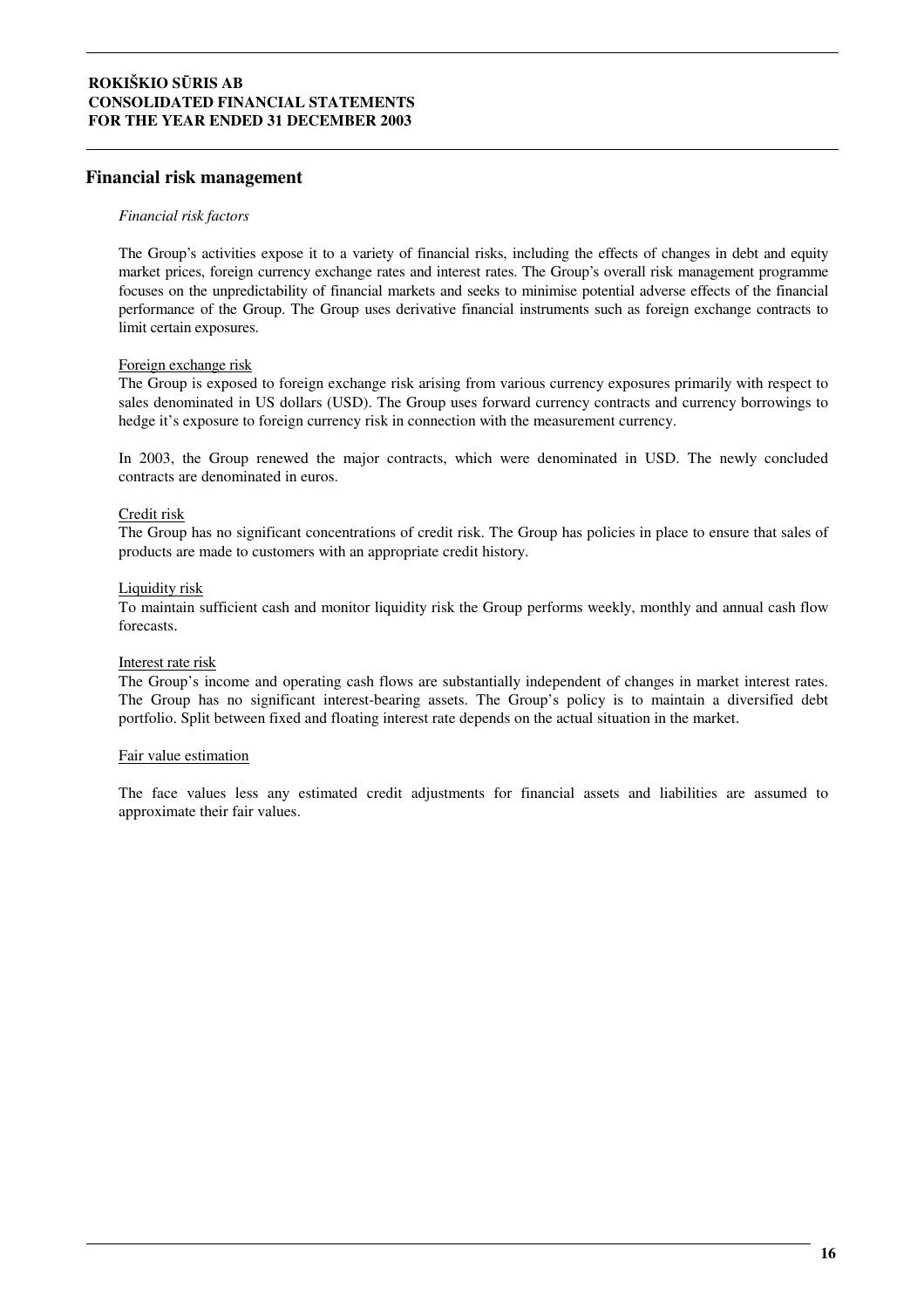## Financial risk management

*Financial risk factors*

The Group's activities expose it to a variety of financial risks, including the effects of changes in debt and equity market prices, foreign currency exchange rates and interest rates. The Group's overall risk management programme focuses on the unpredictability of financial markets and seeks to minimise potential adverse effects of the financial performance of the Group. The Group uses derivative financial instruments such as foreign exchange contracts to limit certain exposures.

Foreign exchange risk

The Group is exposed to foreign exchange risk arising from various currency exposures primarily with respect to sales denominated in US dollars (USD). The Group uses forward currency contracts and currency borrowings to hedge it's exposure to foreign currency risk in connection with the measurement currency.

In 2003, the Group renewed the major contracts, which were denominated in USD. The newly concluded contracts are denominated in euros.

Credit risk

The Group has no significant concentrations of credit risk. The Group has policies in place to ensure that sales of products are made to customers with an appropriate credit history.

Liquidity risk

To maintain sufficient cash and monitor liquidity risk the Group performs weekly, monthly and annual cash flow forecasts.

Interest rate risk

The Group's income and operating cash flows are substantially independent of changes in market interest rates. The Group has no significant interest-bearing assets. The Group's policy is to maintain a diversified debt portfolio. Split between fixed and floating interest rate depends on the actual situation in the market.

Fair value estimation

The face values less any estimated credit adjustments for financial assets and liabilities are assumed to approximate their fair values.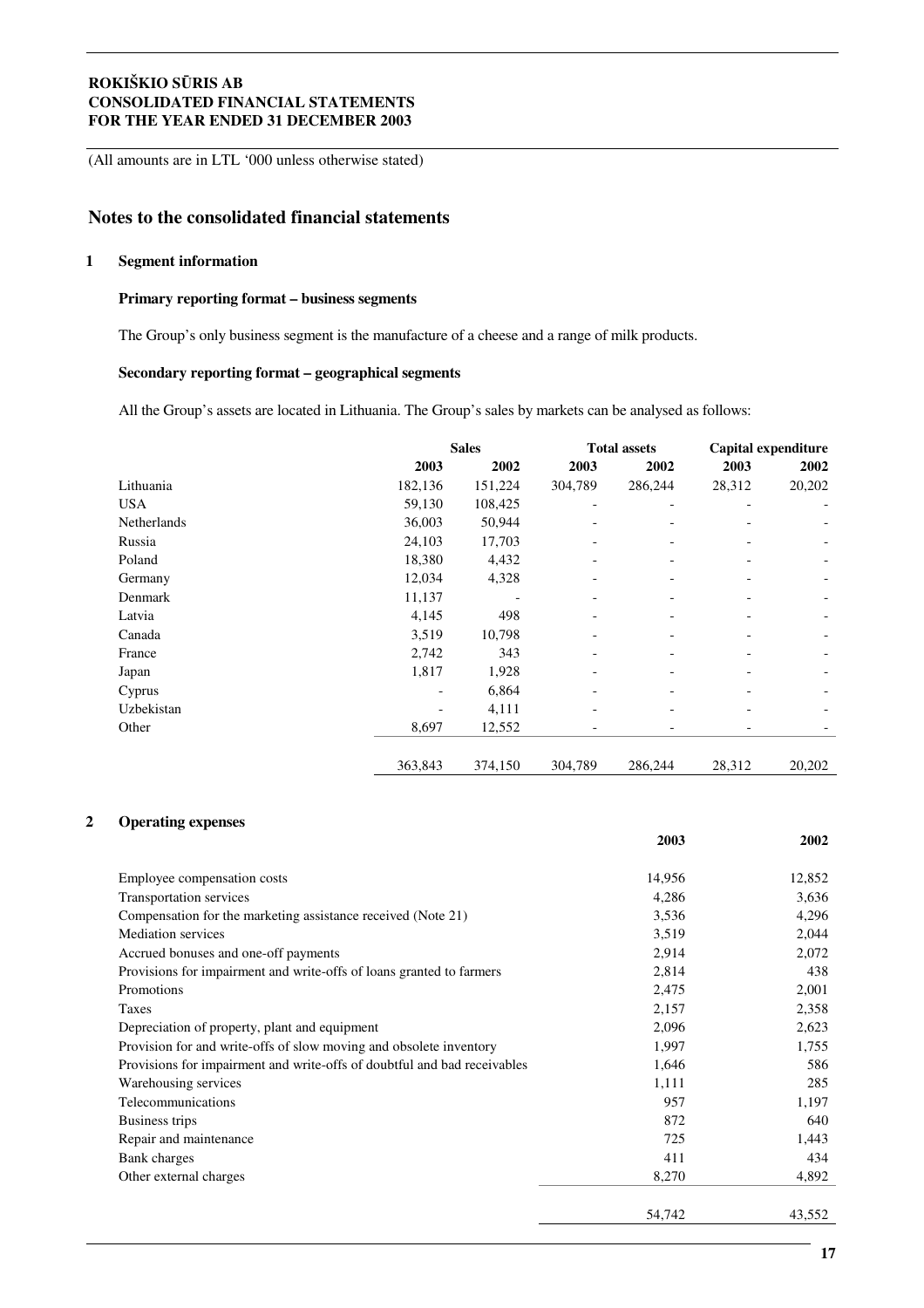(All amounts are in LTL '000 unless otherwise stated)

## Notes to the consolidated financial statements

### 1 Segment information

**Primary reporting format – business segments**

The Group's only business segment is the manufacture of a cheese and a range of milk products.

**Secondary reporting format – geographical segments**

All the Group's assets are located in Lithuania. The Group's sales by markets can be analysed as follows:

| | Sales | | Total assets | | Capital expenditure | |
|---|---|---|---|---|---|---|
| | 2003 | 2002 | 2003 | 2002 | 2003 | 2002 |
| Lithuania | 182,136 | 151,224 | 304,789 | 286,244 | 28,312 | 20,202 |
| USA | 59,130 | 108,425 | - | - | - | - |
| Netherlands | 36,003 | 50,944 | - | - | - | - |
| Russia | 24,103 | 17,703 | - | - | - | - |
| Poland | 18,380 | 4,432 | - | - | - | - |
| Germany | 12,034 | 4,328 | - | - | - | - |
| Denmark | 11,137 | - | - | - | - | - |
| Latvia | 4,145 | 498 | - | - | - | - |
| Canada | 3,519 | 10,798 | - | - | - | - |
| France | 2,742 | 343 | - | - | - | - |
| Japan | 1,817 | 1,928 | - | - | - | - |
| Cyprus | - | 6,864 | - | - | - | - |
| Uzbekistan | - | 4,111 | - | - | - | - |
| Other | 8,697 | 12,552 | - | - | - | - |
| | 363,843 | 374,150 | 304,789 | 286,244 | 28,312 | 20,202 |

### 2 Operating expenses

| | 2003 | 2002 |
|---|---|---|
| Employee compensation costs | 14,956 | 12,852 |
| Transportation services | 4,286 | 3,636 |
| Compensation for the marketing assistance received (Note 21) | 3,536 | 4,296 |
| Mediation services | 3,519 | 2,044 |
| Accrued bonuses and one-off payments | 2,914 | 2,072 |
| Provisions for impairment and write-offs of loans granted to farmers | 2,814 | 438 |
| Promotions | 2,475 | 2,001 |
| Taxes | 2,157 | 2,358 |
| Depreciation of property, plant and equipment | 2,096 | 2,623 |
| Provision for and write-offs of slow moving and obsolete inventory | 1,997 | 1,755 |
| Provisions for impairment and write-offs of doubtful and bad receivables | 1,646 | 586 |
| Warehousing services | 1,111 | 285 |
| Telecommunications | 957 | 1,197 |
| Business trips | 872 | 640 |
| Repair and maintenance | 725 | 1,443 |
| Bank charges | 411 | 434 |
| Other external charges | 8,270 | 4,892 |
| | 54,742 | 43,552 |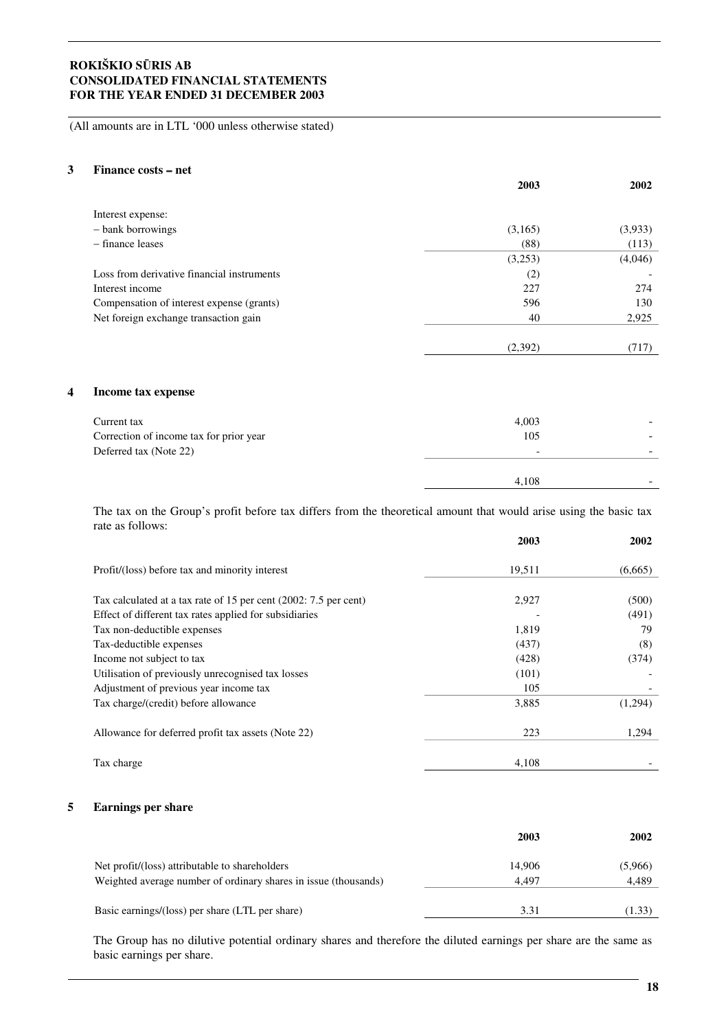(All amounts are in LTL '000 unless otherwise stated)

## 3 Finance costs – net

| | 2003 | 2002 |
|---|---|---|
| Interest expense: | | |
| – bank borrowings | (3,165) | (3,933) |
| – finance leases | (88) | (113) |
| | (3,253) | (4,046) |
| Loss from derivative financial instruments | (2) | - |
| Interest income | 227 | 274 |
| Compensation of interest expense (grants) | 596 | 130 |
| Net foreign exchange transaction gain | 40 | 2,925 |
| | (2,392) | (717) |

## 4 Income tax expense

| | 2003 | 2002 |
|---|---|---|
| Current tax | 4,003 | - |
| Correction of income tax for prior year | 105 | - |
| Deferred tax (Note 22) | - | - |
| | 4,108 | - |

The tax on the Group's profit before tax differs from the theoretical amount that would arise using the basic tax rate as follows:

| | 2003 | 2002 |
|---|---|---|
| Profit/(loss) before tax and minority interest | 19,511 | (6,665) |
| Tax calculated at a tax rate of 15 per cent (2002: 7.5 per cent) | 2,927 | (500) |
| Effect of different tax rates applied for subsidiaries | - | (491) |
| Tax non-deductible expenses | 1,819 | 79 |
| Tax-deductible expenses | (437) | (8) |
| Income not subject to tax | (428) | (374) |
| Utilisation of previously unrecognised tax losses | (101) | - |
| Adjustment of previous year income tax | 105 | - |
| Tax charge/(credit) before allowance | 3,885 | (1,294) |
| Allowance for deferred profit tax assets (Note 22) | 223 | 1,294 |
| Tax charge | 4,108 | - |

## 5 Earnings per share

| | 2003 | 2002 |
|---|---|---|
| Net profit/(loss) attributable to shareholders | 14,906 | (5,966) |
| Weighted average number of ordinary shares in issue (thousands) | 4,497 | 4,489 |
| Basic earnings/(loss) per share (LTL per share) | 3.31 | (1.33) |

The Group has no dilutive potential ordinary shares and therefore the diluted earnings per share are the same as basic earnings per share.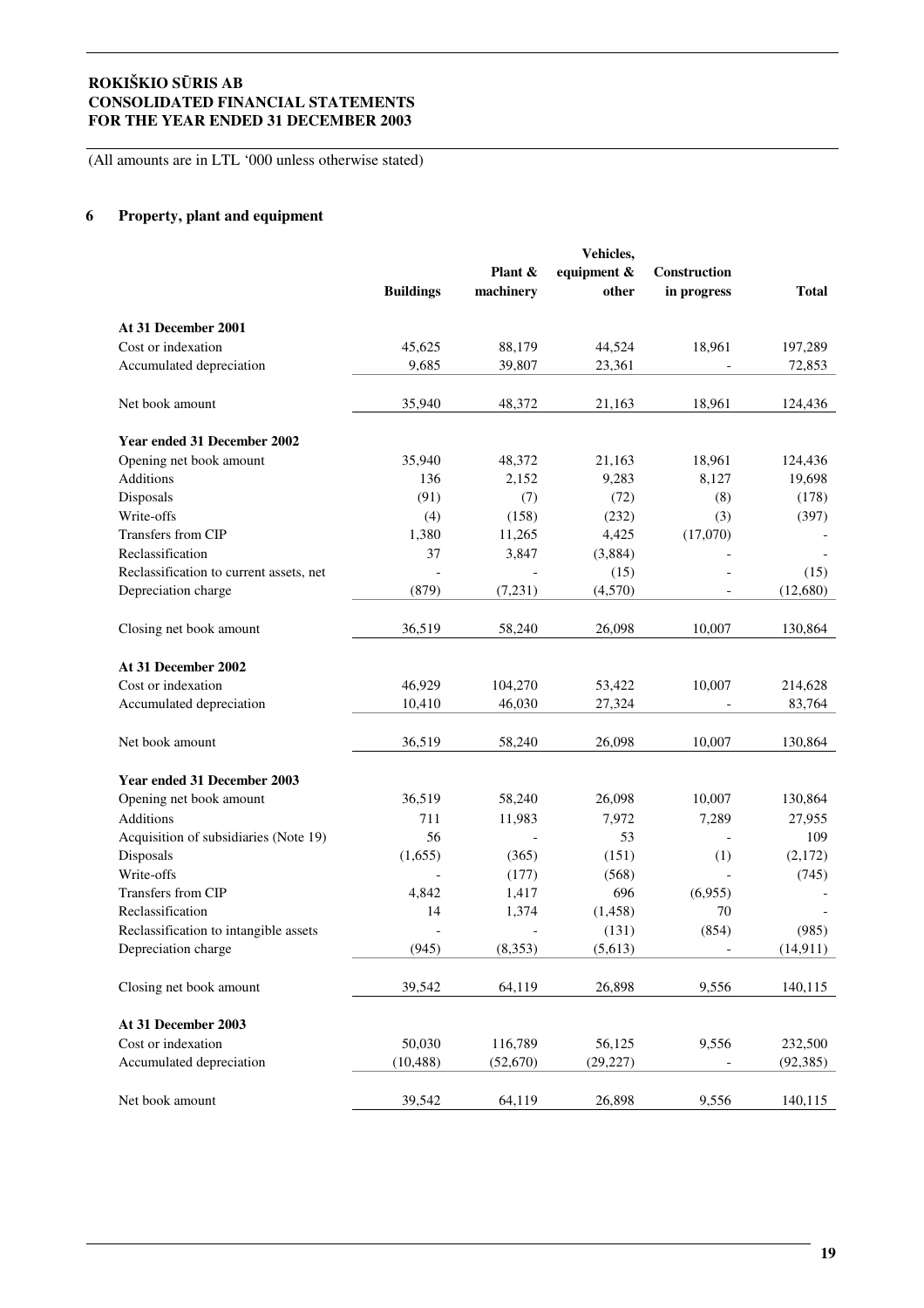# ROKIŠKIO SŪRIS AB
# CONSOLIDATED FINANCIAL STATEMENTS
# FOR THE YEAR ENDED 31 DECEMBER 2003

(All amounts are in LTL '000 unless otherwise stated)

## 6 Property, plant and equipment

| | Buildings | Plant & machinery | Vehicles, equipment & other | Construction in progress | Total |
|---|---|---|---|---|---|
| **At 31 December 2001** | | | | | |
| Cost or indexation | 45,625 | 88,179 | 44,524 | 18,961 | 197,289 |
| Accumulated depreciation | 9,685 | 39,807 | 23,361 | - | 72,853 |
| Net book amount | 35,940 | 48,372 | 21,163 | 18,961 | 124,436 |
| **Year ended 31 December 2002** | | | | | |
| Opening net book amount | 35,940 | 48,372 | 21,163 | 18,961 | 124,436 |
| Additions | 136 | 2,152 | 9,283 | 8,127 | 19,698 |
| Disposals | (91) | (7) | (72) | (8) | (178) |
| Write-offs | (4) | (158) | (232) | (3) | (397) |
| Transfers from CIP | 1,380 | 11,265 | 4,425 | (17,070) | - |
| Reclassification | 37 | 3,847 | (3,884) | - | - |
| Reclassification to current assets, net | - | - | (15) | - | (15) |
| Depreciation charge | (879) | (7,231) | (4,570) | - | (12,680) |
| Closing net book amount | 36,519 | 58,240 | 26,098 | 10,007 | 130,864 |
| **At 31 December 2002** | | | | | |
| Cost or indexation | 46,929 | 104,270 | 53,422 | 10,007 | 214,628 |
| Accumulated depreciation | 10,410 | 46,030 | 27,324 | - | 83,764 |
| Net book amount | 36,519 | 58,240 | 26,098 | 10,007 | 130,864 |
| **Year ended 31 December 2003** | | | | | |
| Opening net book amount | 36,519 | 58,240 | 26,098 | 10,007 | 130,864 |
| Additions | 711 | 11,983 | 7,972 | 7,289 | 27,955 |
| Acquisition of subsidiaries (Note 19) | 56 | - | 53 | - | 109 |
| Disposals | (1,655) | (365) | (151) | (1) | (2,172) |
| Write-offs | - | (177) | (568) | - | (745) |
| Transfers from CIP | 4,842 | 1,417 | 696 | (6,955) | - |
| Reclassification | 14 | 1,374 | (1,458) | 70 | - |
| Reclassification to intangible assets | - | - | (131) | (854) | (985) |
| Depreciation charge | (945) | (8,353) | (5,613) | - | (14,911) |
| Closing net book amount | 39,542 | 64,119 | 26,898 | 9,556 | 140,115 |
| **At 31 December 2003** | | | | | |
| Cost or indexation | 50,030 | 116,789 | 56,125 | 9,556 | 232,500 |
| Accumulated depreciation | (10,488) | (52,670) | (29,227) | - | (92,385) |
| Net book amount | 39,542 | 64,119 | 26,898 | 9,556 | 140,115 |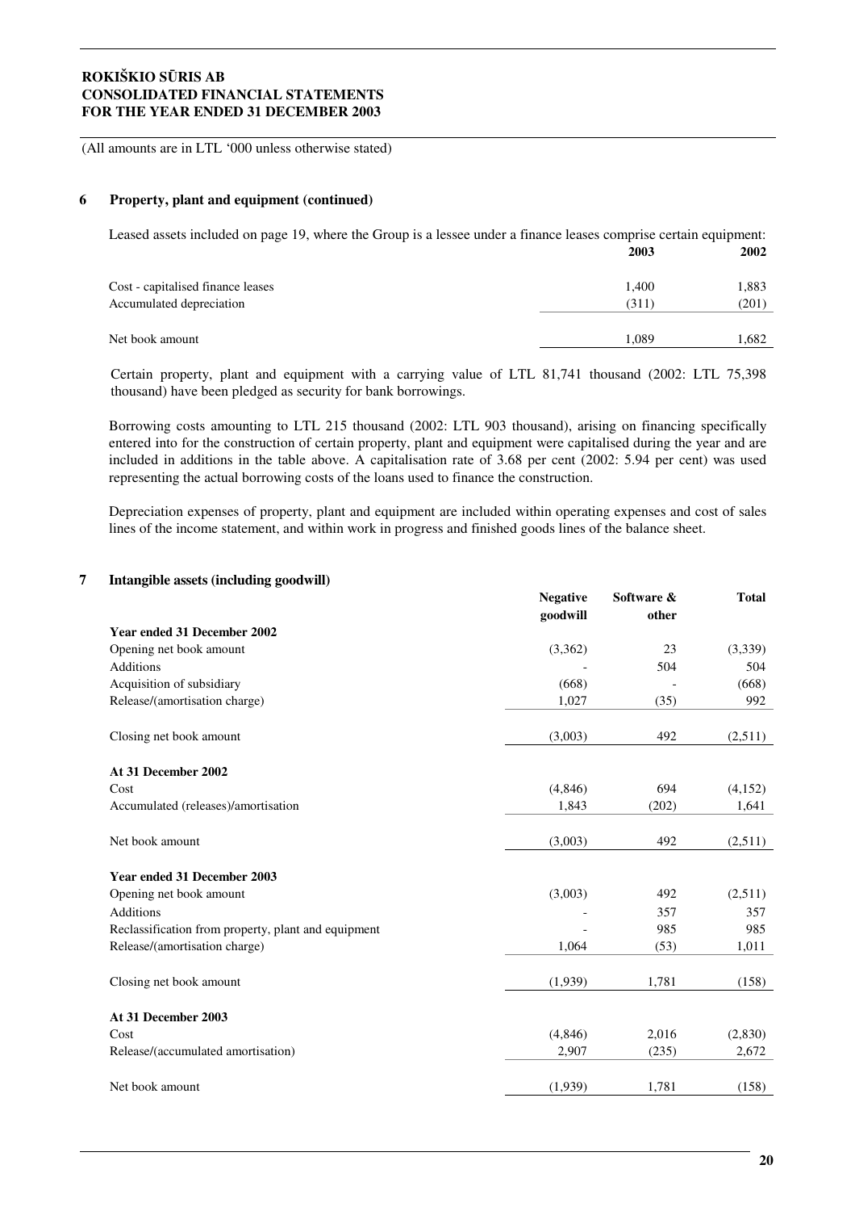(All amounts are in LTL '000 unless otherwise stated)

## 6 Property, plant and equipment (continued)

Leased assets included on page 19, where the Group is a lessee under a finance leases comprise certain equipment:

| | 2003 | 2002 |
|---|---|---|
| Cost - capitalised finance leases | 1,400 | 1,883 |
| Accumulated depreciation | (311) | (201) |
| Net book amount | 1,089 | 1,682 |

Certain property, plant and equipment with a carrying value of LTL 81,741 thousand (2002: LTL 75,398 thousand) have been pledged as security for bank borrowings.

Borrowing costs amounting to LTL 215 thousand (2002: LTL 903 thousand), arising on financing specifically entered into for the construction of certain property, plant and equipment were capitalised during the year and are included in additions in the table above. A capitalisation rate of 3.68 per cent (2002: 5.94 per cent) was used representing the actual borrowing costs of the loans used to finance the construction.

Depreciation expenses of property, plant and equipment are included within operating expenses and cost of sales lines of the income statement, and within work in progress and finished goods lines of the balance sheet.

## 7 Intangible assets (including goodwill)

| | Negative goodwill | Software & other | Total |
|---|---|---|---|
| **Year ended 31 December 2002** | | | |
| Opening net book amount | (3,362) | 23 | (3,339) |
| Additions | - | 504 | 504 |
| Acquisition of subsidiary | (668) | - | (668) |
| Release/(amortisation charge) | 1,027 | (35) | 992 |
| Closing net book amount | (3,003) | 492 | (2,511) |
| **At 31 December 2002** | | | |
| Cost | (4,846) | 694 | (4,152) |
| Accumulated (releases)/amortisation | 1,843 | (202) | 1,641 |
| Net book amount | (3,003) | 492 | (2,511) |
| **Year ended 31 December 2003** | | | |
| Opening net book amount | (3,003) | 492 | (2,511) |
| Additions | - | 357 | 357 |
| Reclassification from property, plant and equipment | - | 985 | 985 |
| Release/(amortisation charge) | 1,064 | (53) | 1,011 |
| Closing net book amount | (1,939) | 1,781 | (158) |
| **At 31 December 2003** | | | |
| Cost | (4,846) | 2,016 | (2,830) |
| Release/(accumulated amortisation) | 2,907 | (235) | 2,672 |
| Net book amount | (1,939) | 1,781 | (158) |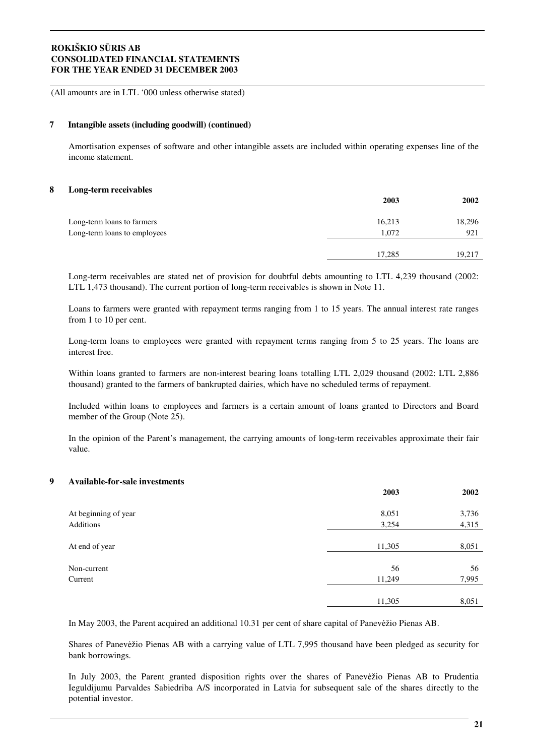(All amounts are in LTL '000 unless otherwise stated)

## 7 Intangible assets (including goodwill) (continued)

Amortisation expenses of software and other intangible assets are included within operating expenses line of the income statement.

## 8 Long-term receivables

| | 2003 | 2002 |
|---|---|---|
| Long-term loans to farmers | 16,213 | 18,296 |
| Long-term loans to employees | 1,072 | 921 |
| | 17,285 | 19,217 |

Long-term receivables are stated net of provision for doubtful debts amounting to LTL 4,239 thousand (2002: LTL 1,473 thousand). The current portion of long-term receivables is shown in Note 11.

Loans to farmers were granted with repayment terms ranging from 1 to 15 years. The annual interest rate ranges from 1 to 10 per cent.

Long-term loans to employees were granted with repayment terms ranging from 5 to 25 years. The loans are interest free.

Within loans granted to farmers are non-interest bearing loans totalling LTL 2,029 thousand (2002: LTL 2,886 thousand) granted to the farmers of bankrupted dairies, which have no scheduled terms of repayment.

Included within loans to employees and farmers is a certain amount of loans granted to Directors and Board member of the Group (Note 25).

In the opinion of the Parent's management, the carrying amounts of long-term receivables approximate their fair value.

## 9 Available-for-sale investments

| | 2003 | 2002 |
|---|---|---|
| At beginning of year | 8,051 | 3,736 |
| Additions | 3,254 | 4,315 |
| At end of year | 11,305 | 8,051 |
| Non-current | 56 | 56 |
| Current | 11,249 | 7,995 |
| | 11,305 | 8,051 |

In May 2003, the Parent acquired an additional 10.31 per cent of share capital of Panevėžio Pienas AB.

Shares of Panevėžio Pienas AB with a carrying value of LTL 7,995 thousand have been pledged as security for bank borrowings.

In July 2003, the Parent granted disposition rights over the shares of Panevėžio Pienas AB to Prudentia Ieguldijumu Parvaldes Sabiedriba A/S incorporated in Latvia for subsequent sale of the shares directly to the potential investor.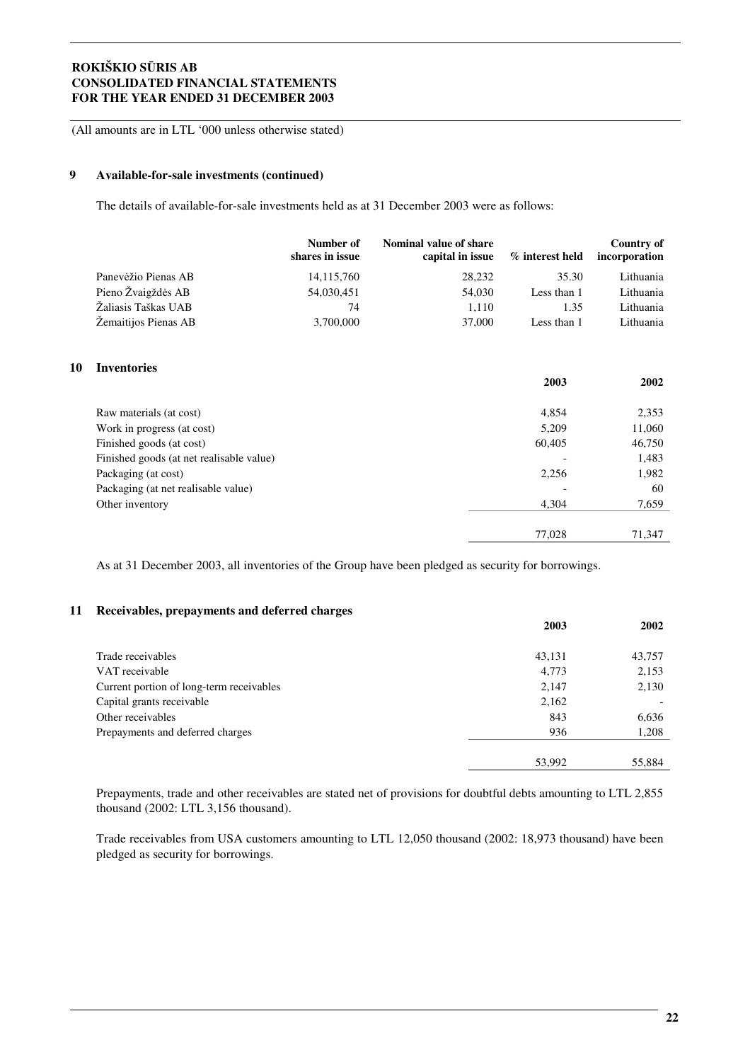(All amounts are in LTL '000 unless otherwise stated)

## 9 Available-for-sale investments (continued)

The details of available-for-sale investments held as at 31 December 2003 were as follows:

| | Number of shares in issue | Nominal value of share capital in issue | % interest held | Country of incorporation |
|---|---|---|---|---|
| Panevėžio Pienas AB | 14,115,760 | 28,232 | 35.30 | Lithuania |
| Pieno Žvaigždės AB | 54,030,451 | 54,030 | Less than 1 | Lithuania |
| Žaliasis Taškas UAB | 74 | 1,110 | 1.35 | Lithuania |
| Žemaitijos Pienas AB | 3,700,000 | 37,000 | Less than 1 | Lithuania |

## 10 Inventories

| | 2003 | 2002 |
|---|---|---|
| Raw materials (at cost) | 4,854 | 2,353 |
| Work in progress (at cost) | 5,209 | 11,060 |
| Finished goods (at cost) | 60,405 | 46,750 |
| Finished goods (at net realisable value) | - | 1,483 |
| Packaging (at cost) | 2,256 | 1,982 |
| Packaging (at net realisable value) | - | 60 |
| Other inventory | 4,304 | 7,659 |
| | 77,028 | 71,347 |

As at 31 December 2003, all inventories of the Group have been pledged as security for borrowings.

## 11 Receivables, prepayments and deferred charges

| | 2003 | 2002 |
|---|---|---|
| Trade receivables | 43,131 | 43,757 |
| VAT receivable | 4,773 | 2,153 |
| Current portion of long-term receivables | 2,147 | 2,130 |
| Capital grants receivable | 2,162 | - |
| Other receivables | 843 | 6,636 |
| Prepayments and deferred charges | 936 | 1,208 |
| | 53,992 | 55,884 |

Prepayments, trade and other receivables are stated net of provisions for doubtful debts amounting to LTL 2,855 thousand (2002: LTL 3,156 thousand).

Trade receivables from USA customers amounting to LTL 12,050 thousand (2002: 18,973 thousand) have been pledged as security for borrowings.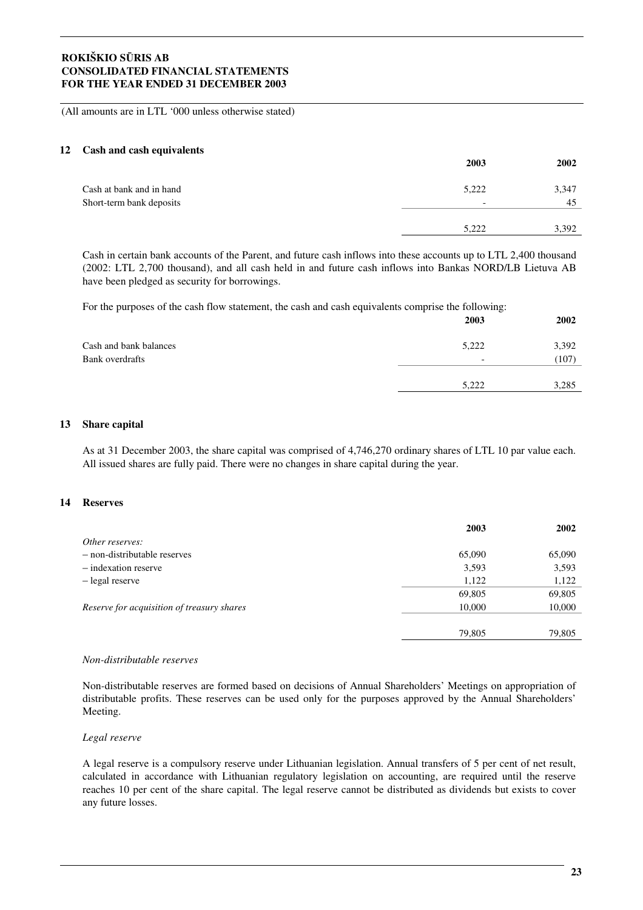(All amounts are in LTL '000 unless otherwise stated)

## 12 Cash and cash equivalents

| | 2003 | 2002 |
|---|---|---|
| Cash at bank and in hand | 5,222 | 3,347 |
| Short-term bank deposits | - | 45 |
| | 5,222 | 3,392 |

Cash in certain bank accounts of the Parent, and future cash inflows into these accounts up to LTL 2,400 thousand (2002: LTL 2,700 thousand), and all cash held in and future cash inflows into Bankas NORD/LB Lietuva AB have been pledged as security for borrowings.

For the purposes of the cash flow statement, the cash and cash equivalents comprise the following:

| | 2003 | 2002 |
|---|---|---|
| Cash and bank balances | 5,222 | 3,392 |
| Bank overdrafts | - | (107) |
| | 5,222 | 3,285 |

## 13 Share capital

As at 31 December 2003, the share capital was comprised of 4,746,270 ordinary shares of LTL 10 par value each. All issued shares are fully paid. There were no changes in share capital during the year.

## 14 Reserves

| | 2003 | 2002 |
|---|---|---|
| *Other reserves:* | | |
| – non-distributable reserves | 65,090 | 65,090 |
| – indexation reserve | 3,593 | 3,593 |
| – legal reserve | 1,122 | 1,122 |
| | 69,805 | 69,805 |
| *Reserve for acquisition of treasury shares* | 10,000 | 10,000 |
| | 79,805 | 79,805 |

*Non-distributable reserves*

Non-distributable reserves are formed based on decisions of Annual Shareholders' Meetings on appropriation of distributable profits. These reserves can be used only for the purposes approved by the Annual Shareholders' Meeting.

*Legal reserve*

A legal reserve is a compulsory reserve under Lithuanian legislation. Annual transfers of 5 per cent of net result, calculated in accordance with Lithuanian regulatory legislation on accounting, are required until the reserve reaches 10 per cent of the share capital. The legal reserve cannot be distributed as dividends but exists to cover any future losses.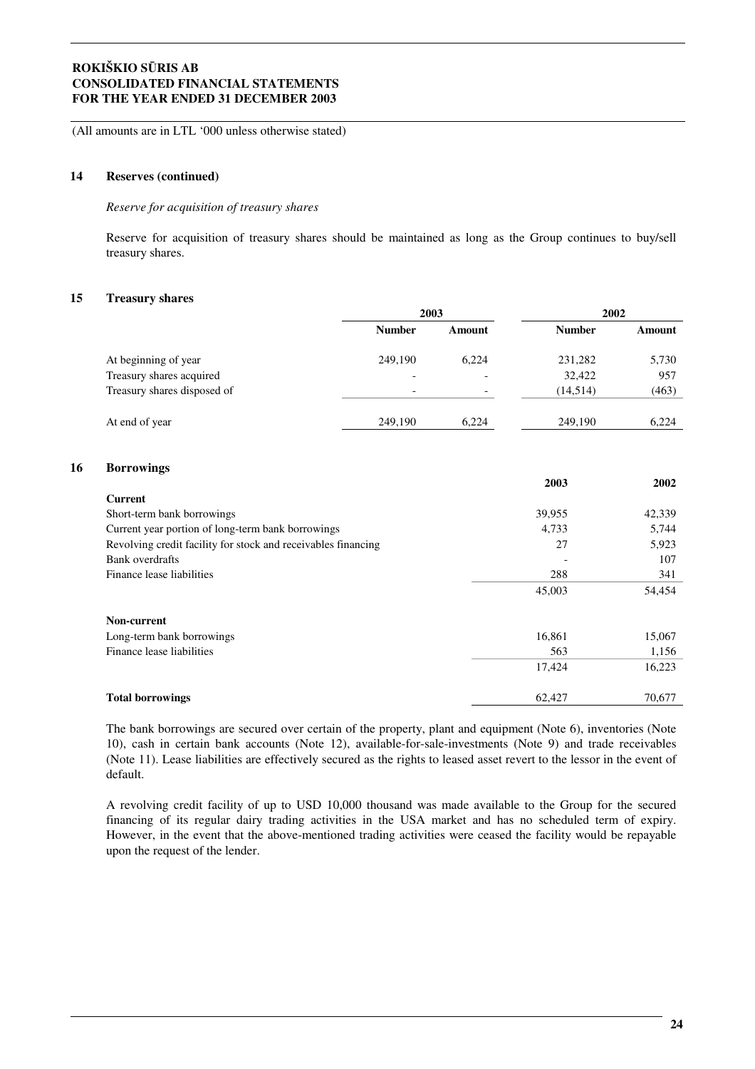(All amounts are in LTL '000 unless otherwise stated)

## 14 Reserves (continued)

*Reserve for acquisition of treasury shares*

Reserve for acquisition of treasury shares should be maintained as long as the Group continues to buy/sell treasury shares.

## 15 Treasury shares

| | 2003 | | 2002 | |
|---|---|---|---|---|
| | **Number** | **Amount** | **Number** | **Amount** |
| At beginning of year | 249,190 | 6,224 | 231,282 | 5,730 |
| Treasury shares acquired | - | - | 32,422 | 957 |
| Treasury shares disposed of | - | - | (14,514) | (463) |
| At end of year | 249,190 | 6,224 | 249,190 | 6,224 |

## 16 Borrowings

| | 2003 | 2002 |
|---|---|---|
| **Current** | | |
| Short-term bank borrowings | 39,955 | 42,339 |
| Current year portion of long-term bank borrowings | 4,733 | 5,744 |
| Revolving credit facility for stock and receivables financing | 27 | 5,923 |
| Bank overdrafts | - | 107 |
| Finance lease liabilities | 288 | 341 |
| | 45,003 | 54,454 |
| **Non-current** | | |
| Long-term bank borrowings | 16,861 | 15,067 |
| Finance lease liabilities | 563 | 1,156 |
| | 17,424 | 16,223 |
| **Total borrowings** | 62,427 | 70,677 |

The bank borrowings are secured over certain of the property, plant and equipment (Note 6), inventories (Note 10), cash in certain bank accounts (Note 12), available-for-sale-investments (Note 9) and trade receivables (Note 11). Lease liabilities are effectively secured as the rights to leased asset revert to the lessor in the event of default.

A revolving credit facility of up to USD 10,000 thousand was made available to the Group for the secured financing of its regular dairy trading activities in the USA market and has no scheduled term of expiry. However, in the event that the above-mentioned trading activities were ceased the facility would be repayable upon the request of the lender.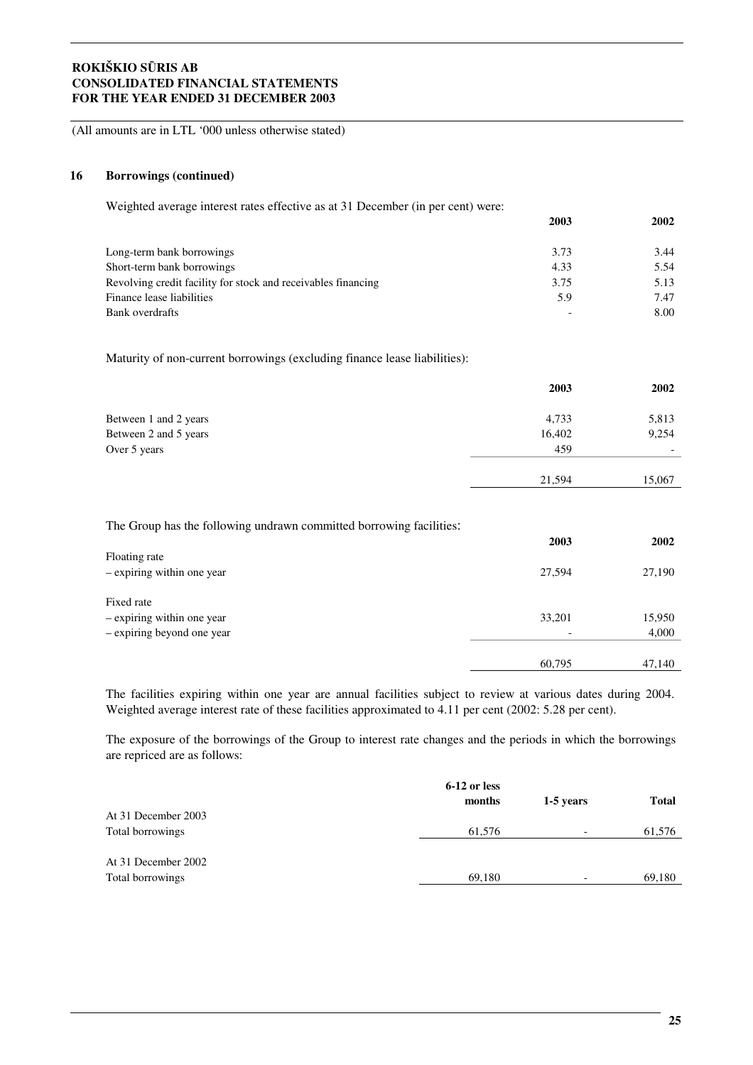(All amounts are in LTL '000 unless otherwise stated)

## 16 Borrowings (continued)

Weighted average interest rates effective as at 31 December (in per cent) were:

| | 2003 | 2002 |
|---|---|---|
| Long-term bank borrowings | 3.73 | 3.44 |
| Short-term bank borrowings | 4.33 | 5.54 |
| Revolving credit facility for stock and receivables financing | 3.75 | 5.13 |
| Finance lease liabilities | 5.9 | 7.47 |
| Bank overdrafts | - | 8.00 |

Maturity of non-current borrowings (excluding finance lease liabilities):

| | 2003 | 2002 |
|---|---|---|
| Between 1 and 2 years | 4,733 | 5,813 |
| Between 2 and 5 years | 16,402 | 9,254 |
| Over 5 years | 459 | - |
| | 21,594 | 15,067 |

The Group has the following undrawn committed borrowing facilities:

| | 2003 | 2002 |
|---|---|---|
| Floating rate | | |
| – expiring within one year | 27,594 | 27,190 |
| Fixed rate | | |
| – expiring within one year | 33,201 | 15,950 |
| – expiring beyond one year | - | 4,000 |
| | 60,795 | 47,140 |

The facilities expiring within one year are annual facilities subject to review at various dates during 2004. Weighted average interest rate of these facilities approximated to 4.11 per cent (2002: 5.28 per cent).

The exposure of the borrowings of the Group to interest rate changes and the periods in which the borrowings are repriced are as follows:

| | 6-12 or less months | 1-5 years | Total |
|---|---|---|---|
| At 31 December 2003 | | | |
| Total borrowings | 61,576 | - | 61,576 |
| At 31 December 2002 | | | |
| Total borrowings | 69,180 | - | 69,180 |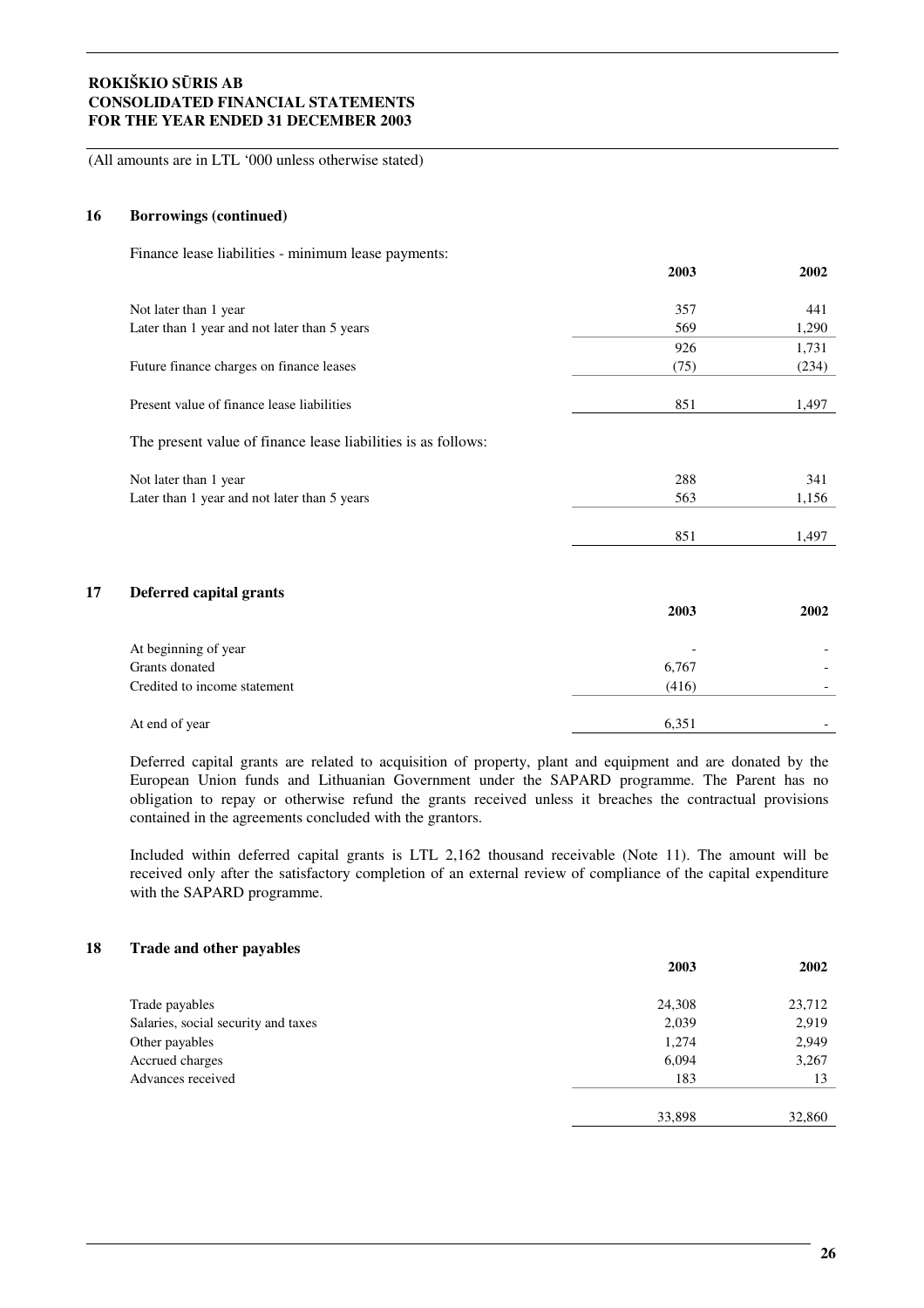(All amounts are in LTL '000 unless otherwise stated)

## 16 Borrowings (continued)

Finance lease liabilities - minimum lease payments:

| | 2003 | 2002 |
|---|---|---|
| Not later than 1 year | 357 | 441 |
| Later than 1 year and not later than 5 years | 569 | 1,290 |
| | 926 | 1,731 |
| Future finance charges on finance leases | (75) | (234) |
| Present value of finance lease liabilities | 851 | 1,497 |

The present value of finance lease liabilities is as follows:

| | 2003 | 2002 |
|---|---|---|
| Not later than 1 year | 288 | 341 |
| Later than 1 year and not later than 5 years | 563 | 1,156 |
| | 851 | 1,497 |

## 17 Deferred capital grants

| | 2003 | 2002 |
|---|---|---|
| At beginning of year | - | - |
| Grants donated | 6,767 | - |
| Credited to income statement | (416) | - |
| At end of year | 6,351 | - |

Deferred capital grants are related to acquisition of property, plant and equipment and are donated by the European Union funds and Lithuanian Government under the SAPARD programme. The Parent has no obligation to repay or otherwise refund the grants received unless it breaches the contractual provisions contained in the agreements concluded with the grantors.

Included within deferred capital grants is LTL 2,162 thousand receivable (Note 11). The amount will be received only after the satisfactory completion of an external review of compliance of the capital expenditure with the SAPARD programme.

## 18 Trade and other payables

| | 2003 | 2002 |
|---|---|---|
| Trade payables | 24,308 | 23,712 |
| Salaries, social security and taxes | 2,039 | 2,919 |
| Other payables | 1,274 | 2,949 |
| Accrued charges | 6,094 | 3,267 |
| Advances received | 183 | 13 |
| | 33,898 | 32,860 |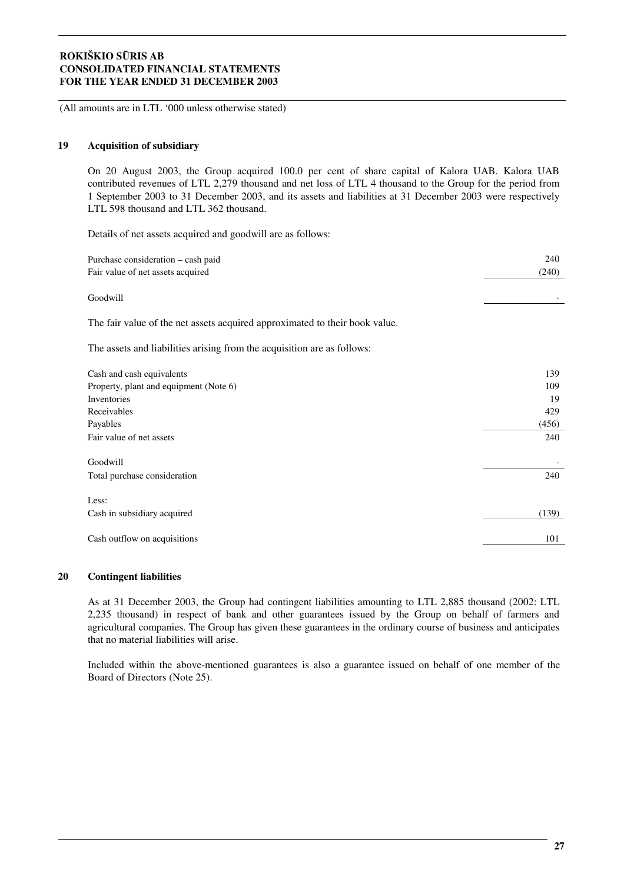(All amounts are in LTL '000 unless otherwise stated)

## 19 Acquisition of subsidiary

On 20 August 2003, the Group acquired 100.0 per cent of share capital of Kalora UAB. Kalora UAB contributed revenues of LTL 2,279 thousand and net loss of LTL 4 thousand to the Group for the period from 1 September 2003 to 31 December 2003, and its assets and liabilities at 31 December 2003 were respectively LTL 598 thousand and LTL 362 thousand.

Details of net assets acquired and goodwill are as follows:

| | |
|---|---|
| Purchase consideration – cash paid | 240 |
| Fair value of net assets acquired | (240) |
| Goodwill | - |

The fair value of the net assets acquired approximated to their book value.

The assets and liabilities arising from the acquisition are as follows:

| | |
|---|---|
| Cash and cash equivalents | 139 |
| Property, plant and equipment (Note 6) | 109 |
| Inventories | 19 |
| Receivables | 429 |
| Payables | (456) |
| Fair value of net assets | 240 |
| Goodwill | - |
| Total purchase consideration | 240 |
| Less: | |
| Cash in subsidiary acquired | (139) |
| Cash outflow on acquisitions | 101 |

## 20 Contingent liabilities

As at 31 December 2003, the Group had contingent liabilities amounting to LTL 2,885 thousand (2002: LTL 2,235 thousand) in respect of bank and other guarantees issued by the Group on behalf of farmers and agricultural companies. The Group has given these guarantees in the ordinary course of business and anticipates that no material liabilities will arise.

Included within the above-mentioned guarantees is also a guarantee issued on behalf of one member of the Board of Directors (Note 25).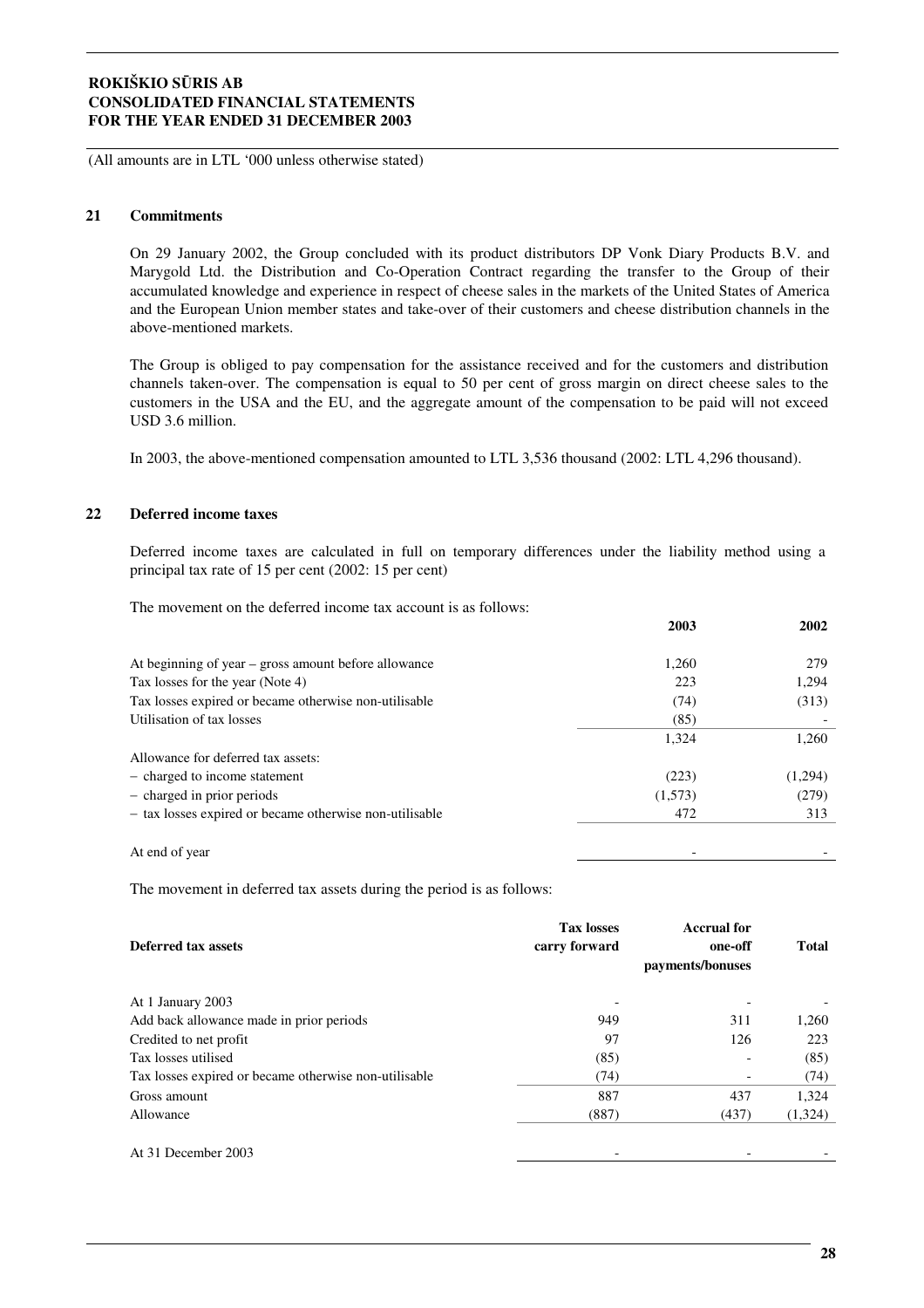(All amounts are in LTL '000 unless otherwise stated)

## 21 Commitments

On 29 January 2002, the Group concluded with its product distributors DP Vonk Diary Products B.V. and Marygold Ltd. the Distribution and Co-Operation Contract regarding the transfer to the Group of their accumulated knowledge and experience in respect of cheese sales in the markets of the United States of America and the European Union member states and take-over of their customers and cheese distribution channels in the above-mentioned markets.

The Group is obliged to pay compensation for the assistance received and for the customers and distribution channels taken-over. The compensation is equal to 50 per cent of gross margin on direct cheese sales to the customers in the USA and the EU, and the aggregate amount of the compensation to be paid will not exceed USD 3.6 million.

In 2003, the above-mentioned compensation amounted to LTL 3,536 thousand (2002: LTL 4,296 thousand).

## 22 Deferred income taxes

Deferred income taxes are calculated in full on temporary differences under the liability method using a principal tax rate of 15 per cent (2002: 15 per cent)

The movement on the deferred income tax account is as follows:

| | 2003 | 2002 |
|---|---|---|
| At beginning of year – gross amount before allowance | 1,260 | 279 |
| Tax losses for the year (Note 4) | 223 | 1,294 |
| Tax losses expired or became otherwise non-utilisable | (74) | (313) |
| Utilisation of tax losses | (85) | - |
| | 1,324 | 1,260 |
| Allowance for deferred tax assets: | | |
| – charged to income statement | (223) | (1,294) |
| – charged in prior periods | (1,573) | (279) |
| – tax losses expired or became otherwise non-utilisable | 472 | 313 |
| At end of year | - | - |

The movement in deferred tax assets during the period is as follows:

| Deferred tax assets | Tax losses carry forward | Accrual for one-off payments/bonuses | Total |
|---|---|---|---|
| At 1 January 2003 | - | - | - |
| Add back allowance made in prior periods | 949 | 311 | 1,260 |
| Credited to net profit | 97 | 126 | 223 |
| Tax losses utilised | (85) | - | (85) |
| Tax losses expired or became otherwise non-utilisable | (74) | - | (74) |
| Gross amount | 887 | 437 | 1,324 |
| Allowance | (887) | (437) | (1,324) |
| At 31 December 2003 | - | - | - |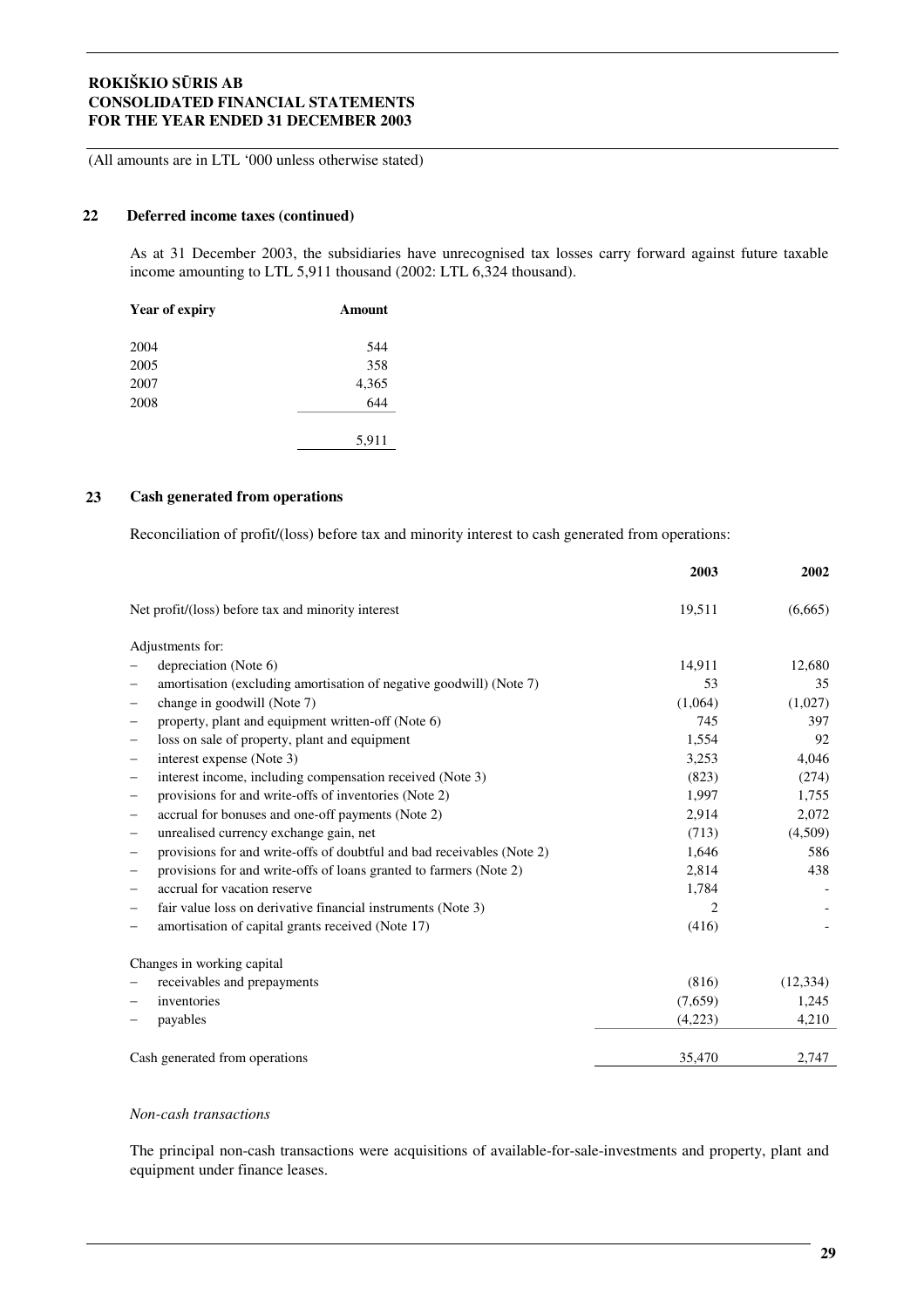(All amounts are in LTL '000 unless otherwise stated)

## 22 Deferred income taxes (continued)

As at 31 December 2003, the subsidiaries have unrecognised tax losses carry forward against future taxable income amounting to LTL 5,911 thousand (2002: LTL 6,324 thousand).

| Year of expiry | Amount |
|---|---|
| 2004 | 544 |
| 2005 | 358 |
| 2007 | 4,365 |
| 2008 | 644 |
| | 5,911 |

## 23 Cash generated from operations

Reconciliation of profit/(loss) before tax and minority interest to cash generated from operations:

| | 2003 | 2002 |
|---|---|---|
| Net profit/(loss) before tax and minority interest | 19,511 | (6,665) |
| Adjustments for: | | |
| – depreciation (Note 6) | 14,911 | 12,680 |
| – amortisation (excluding amortisation of negative goodwill) (Note 7) | 53 | 35 |
| – change in goodwill (Note 7) | (1,064) | (1,027) |
| – property, plant and equipment written-off (Note 6) | 745 | 397 |
| – loss on sale of property, plant and equipment | 1,554 | 92 |
| – interest expense (Note 3) | 3,253 | 4,046 |
| – interest income, including compensation received (Note 3) | (823) | (274) |
| – provisions for and write-offs of inventories (Note 2) | 1,997 | 1,755 |
| – accrual for bonuses and one-off payments (Note 2) | 2,914 | 2,072 |
| – unrealised currency exchange gain, net | (713) | (4,509) |
| – provisions for and write-offs of doubtful and bad receivables (Note 2) | 1,646 | 586 |
| – provisions for and write-offs of loans granted to farmers (Note 2) | 2,814 | 438 |
| – accrual for vacation reserve | 1,784 | - |
| – fair value loss on derivative financial instruments (Note 3) | 2 | - |
| – amortisation of capital grants received (Note 17) | (416) | - |
| Changes in working capital | | |
| – receivables and prepayments | (816) | (12,334) |
| – inventories | (7,659) | 1,245 |
| – payables | (4,223) | 4,210 |
| Cash generated from operations | 35,470 | 2,747 |

*Non-cash transactions*

The principal non-cash transactions were acquisitions of available-for-sale-investments and property, plant and equipment under finance leases.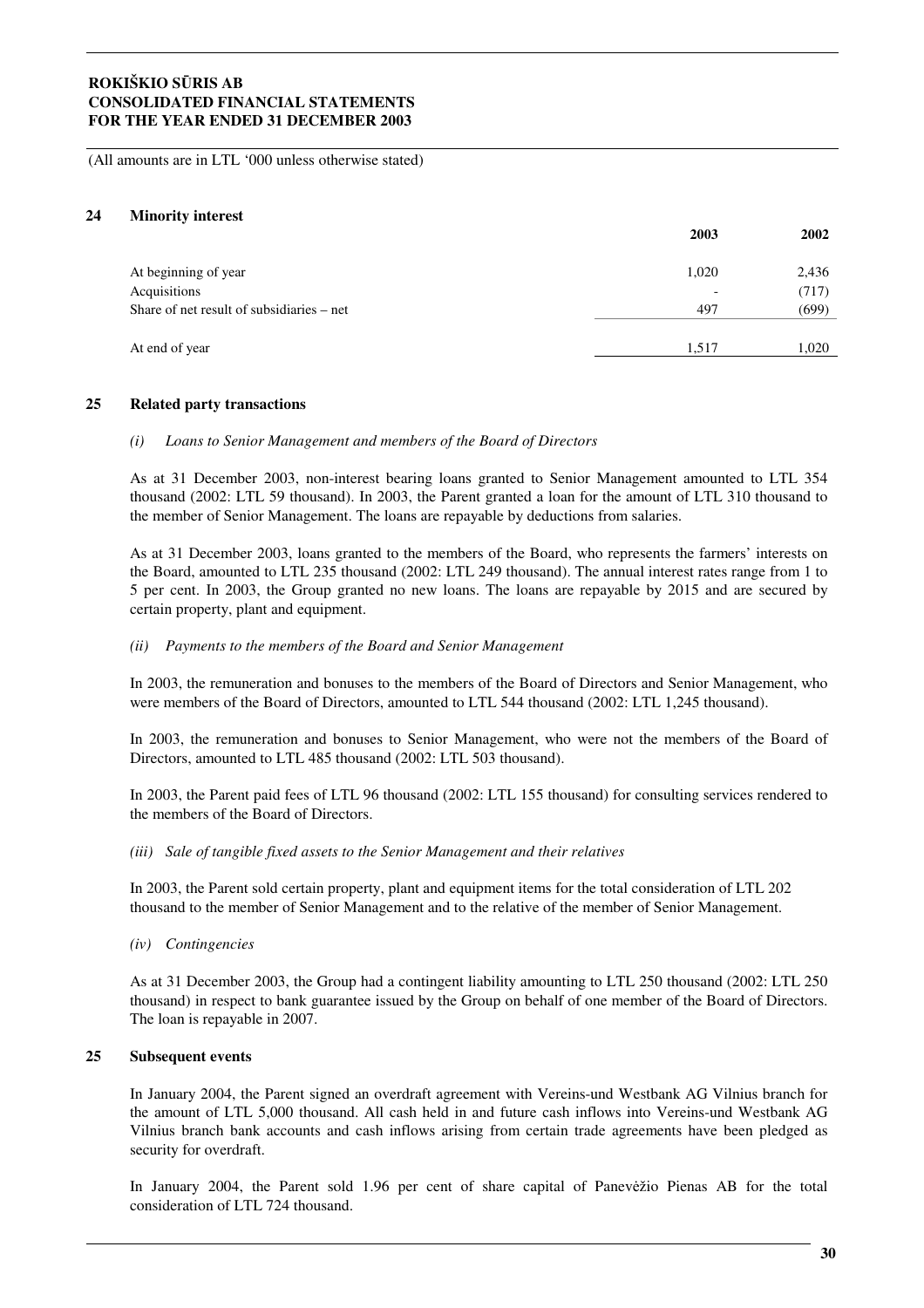(All amounts are in LTL '000 unless otherwise stated)

## 24 Minority interest

| | 2003 | 2002 |
|---|---|---|
| At beginning of year | 1,020 | 2,436 |
| Acquisitions | - | (717) |
| Share of net result of subsidiaries – net | 497 | (699) |
| At end of year | 1,517 | 1,020 |

## 25 Related party transactions

*(i) Loans to Senior Management and members of the Board of Directors*

As at 31 December 2003, non-interest bearing loans granted to Senior Management amounted to LTL 354 thousand (2002: LTL 59 thousand). In 2003, the Parent granted a loan for the amount of LTL 310 thousand to the member of Senior Management. The loans are repayable by deductions from salaries.

As at 31 December 2003, loans granted to the members of the Board, who represents the farmers' interests on the Board, amounted to LTL 235 thousand (2002: LTL 249 thousand). The annual interest rates range from 1 to 5 per cent. In 2003, the Group granted no new loans. The loans are repayable by 2015 and are secured by certain property, plant and equipment.

*(ii) Payments to the members of the Board and Senior Management*

In 2003, the remuneration and bonuses to the members of the Board of Directors and Senior Management, who were members of the Board of Directors, amounted to LTL 544 thousand (2002: LTL 1,245 thousand).

In 2003, the remuneration and bonuses to Senior Management, who were not the members of the Board of Directors, amounted to LTL 485 thousand (2002: LTL 503 thousand).

In 2003, the Parent paid fees of LTL 96 thousand (2002: LTL 155 thousand) for consulting services rendered to the members of the Board of Directors.

*(iii) Sale of tangible fixed assets to the Senior Management and their relatives*

In 2003, the Parent sold certain property, plant and equipment items for the total consideration of LTL 202 thousand to the member of Senior Management and to the relative of the member of Senior Management.

*(iv) Contingencies*

As at 31 December 2003, the Group had a contingent liability amounting to LTL 250 thousand (2002: LTL 250 thousand) in respect to bank guarantee issued by the Group on behalf of one member of the Board of Directors. The loan is repayable in 2007.

## 25 Subsequent events

In January 2004, the Parent signed an overdraft agreement with Vereins-und Westbank AG Vilnius branch for the amount of LTL 5,000 thousand. All cash held in and future cash inflows into Vereins-und Westbank AG Vilnius branch bank accounts and cash inflows arising from certain trade agreements have been pledged as security for overdraft.

In January 2004, the Parent sold 1.96 per cent of share capital of Panevėžio Pienas AB for the total consideration of LTL 724 thousand.